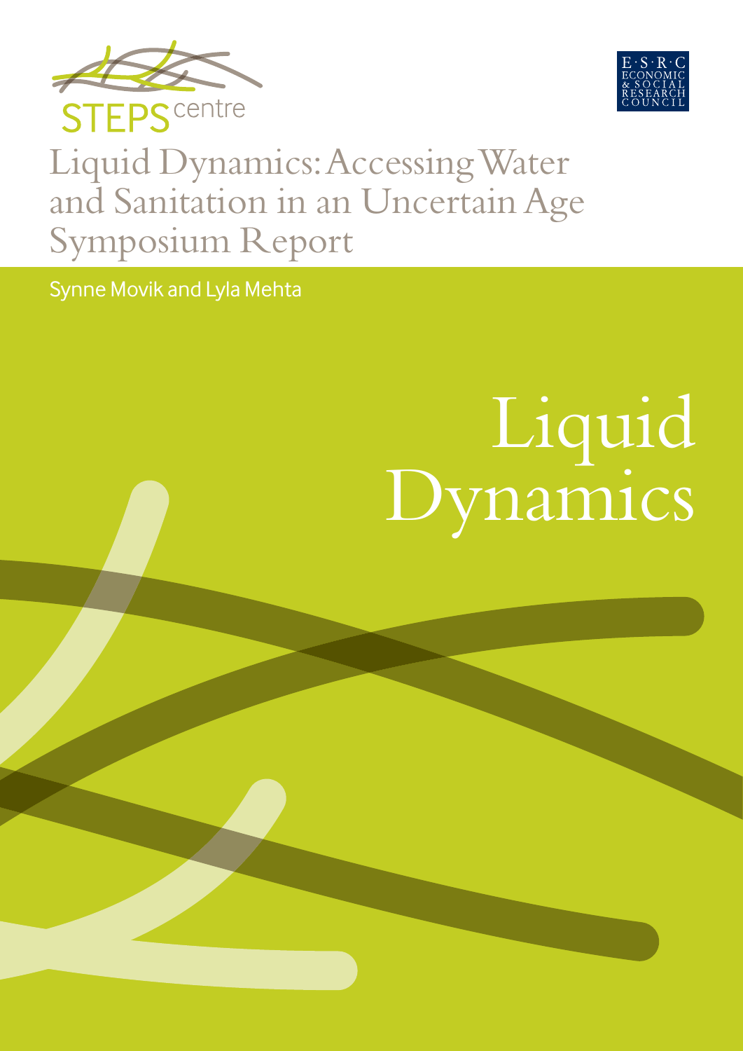STEPS centre

E·S·R·C ECONOMIC & SOCIAL RESEARCH COUNCIL

# Liquid Dynamics: Accessing Water and Sanitation in an Uncertain Age Symposium Report

Synne Movik and Lyla Mehta

Liquid Dynamics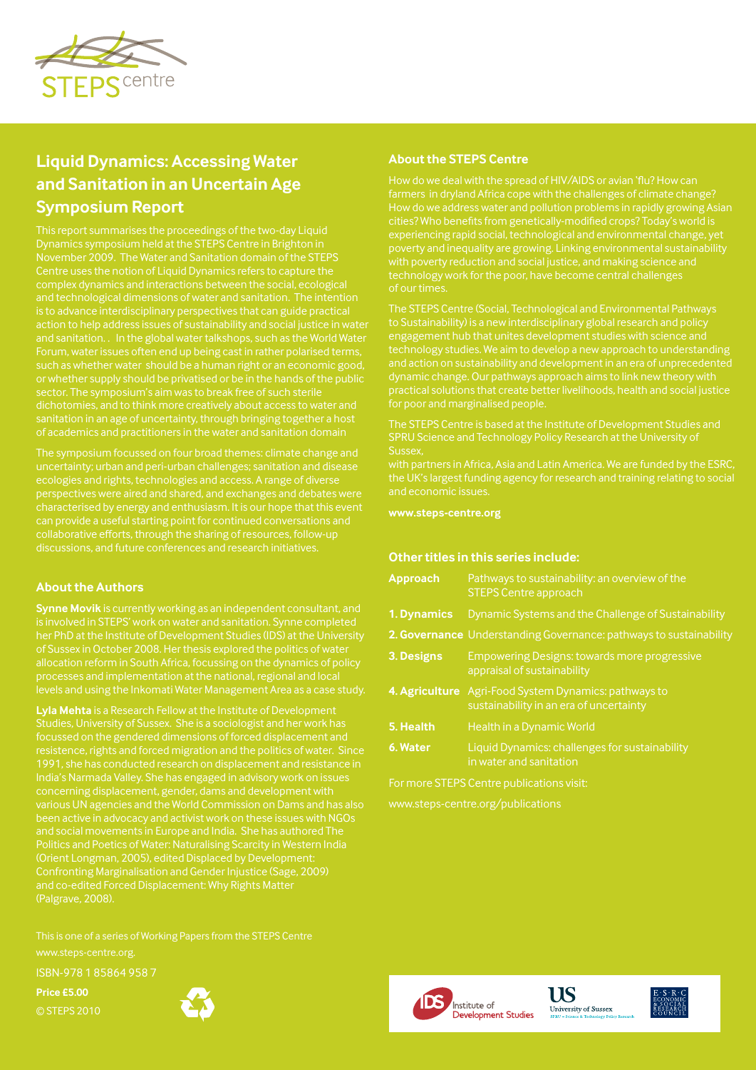## Liquid Dynamics: Accessing Water and Sanitation in an Uncertain Age Symposium Report

This report summarises the proceedings of the two-day Liquid Dynamics symposium held at the STEPS Centre in Brighton in November 2009. The Water and Sanitation domain of the STEPS Centre uses the notion of Liquid Dynamics refers to capture the complex dynamics and interactions between the social, ecological and technological dimensions of water and sanitation. The intention is to advance interdisciplinary perspectives that can guide practical action to help address issues of sustainability and social justice in water and sanitation. . In the global water talkshops, such as the World Water Forum, water issues often end up being cast in rather polarised terms, such as whether water should be a human right or an economic good, or whether supply should be privatised or be in the hands of the public sector. The symposium's aim was to break free of such sterile dichotomies, and to think more creatively about access to water and sanitation in an age of uncertainty, through bringing together a host of academics and practitioners in the water and sanitation domain

The symposium focussed on four broad themes: climate change and uncertainty; urban and peri-urban challenges; sanitation and disease ecologies and rights, technologies and access. A range of diverse perspectives were aired and shared, and exchanges and debates were characterised by energy and enthusiasm. It is our hope that this event can provide a useful starting point for continued conversations and collaborative efforts, through the sharing of resources, follow-up discussions, and future conferences and research initiatives.

### About the Authors

**Synne Movik** is currently working as an independent consultant, and is involved in STEPS' work on water and sanitation. Synne completed her PhD at the Institute of Development Studies (IDS) at the University of Sussex in October 2008. Her thesis explored the politics of water allocation reform in South Africa, focussing on the dynamics of policy processes and implementation at the national, regional and local levels and using the Inkomati Water Management Area as a case study.

**Lyla Mehta** is a Research Fellow at the Institute of Development Studies, University of Sussex. She is a sociologist and her work has focussed on the gendered dimensions of forced displacement and resistence, rights and forced migration and the politics of water. Since 1991, she has conducted research on displacement and resistance in India's Narmada Valley. She has engaged in advisory work on issues concerning displacement, gender, dams and development with various UN agencies and the World Commission on Dams and has also been active in advocacy and activist work on these issues with NGOs and social movements in Europe and India. She has authored The Politics and Poetics of Water: Naturalising Scarcity in Western India (Orient Longman, 2005), edited Displaced by Development: Confronting Marginalisation and Gender Injustice (Sage, 2009) and co-edited Forced Displacement: Why Rights Matter (Palgrave, 2008).

This is one of a series of Working Papers from the STEPS Centre www.steps-centre.org.

ISBN-978 1 85864 958 7

**Price £5.00**

© STEPS 2010

### About the STEPS Centre

How do we deal with the spread of HIV/AIDS or avian 'flu? How can farmers in dryland Africa cope with the challenges of climate change? How do we address water and pollution problems in rapidly growing Asian cities? Who benefits from genetically-modified crops? Today's world is experiencing rapid social, technological and environmental change, yet poverty and inequality are growing. Linking environmental sustainability with poverty reduction and social justice, and making science and technology work for the poor, have become central challenges of our times.

The STEPS Centre (Social, Technological and Environmental Pathways to Sustainability) is a new interdisciplinary global research and policy engagement hub that unites development studies with science and technology studies. We aim to develop a new approach to understanding and action on sustainability and development in an era of unprecedented dynamic change. Our pathways approach aims to link new theory with practical solutions that create better livelihoods, health and social justice for poor and marginalised people.

The STEPS Centre is based at the Institute of Development Studies and SPRU Science and Technology Policy Research at the University of Sussex,
with partners in Africa, Asia and Latin America. We are funded by the ESRC, the UK's largest funding agency for research and training relating to social and economic issues.

**www.steps-centre.org**

### Other titles in this series include:

| | |
|---|---|
| **Approach** | Pathways to sustainability: an overview of the STEPS Centre approach |
| **1. Dynamics** | Dynamic Systems and the Challenge of Sustainability |
| **2. Governance** | Understanding Governance: pathways to sustainability |
| **3. Designs** | Empowering Designs: towards more progressive appraisal of sustainability |
| **4. Agriculture** | Agri-Food System Dynamics: pathways to sustainability in an era of uncertainty |
| **5. Health** | Health in a Dynamic World |
| **6. Water** | Liquid Dynamics: challenges for sustainability in water and sanitation |

For more STEPS Centre publications visit:

www.steps-centre.org/publications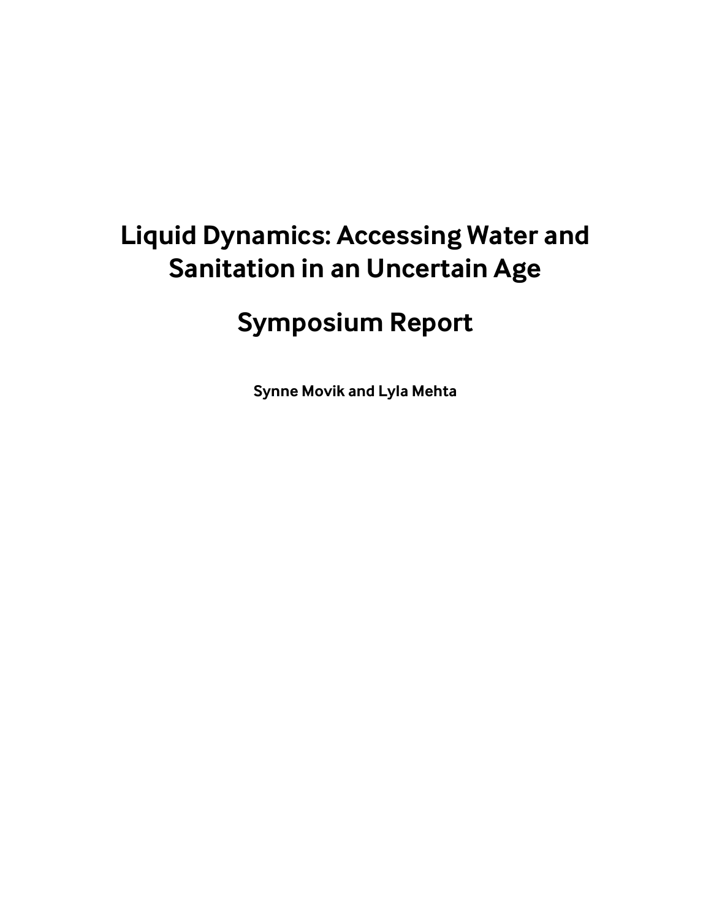# Liquid Dynamics: Accessing Water and Sanitation in an Uncertain Age

## Symposium Report

**Synne Movik and Lyla Mehta**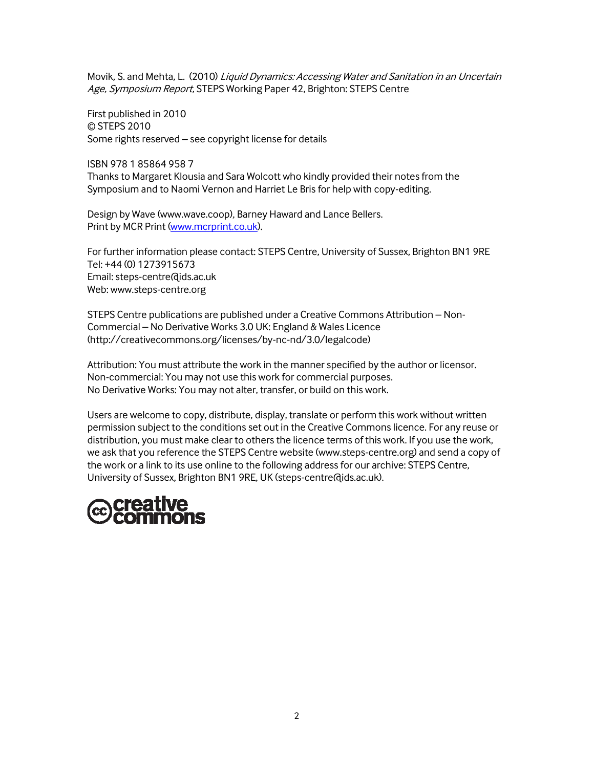Movik, S. and Mehta, L. (2010) *Liquid Dynamics: Accessing Water and Sanitation in an Uncertain Age, Symposium Report,* STEPS Working Paper 42, Brighton: STEPS Centre

First published in 2010
© STEPS 2010
Some rights reserved – see copyright license for details

ISBN 978 1 85864 958 7
Thanks to Margaret Klousia and Sara Wolcott who kindly provided their notes from the Symposium and to Naomi Vernon and Harriet Le Bris for help with copy-editing.

Design by Wave (www.wave.coop), Barney Haward and Lance Bellers.
Print by MCR Print (www.mcrprint.co.uk).

For further information please contact: STEPS Centre, University of Sussex, Brighton BN1 9RE
Tel: +44 (0) 1273915673
Email: steps-centre@ids.ac.uk
Web: www.steps-centre.org

STEPS Centre publications are published under a Creative Commons Attribution – Non-Commercial – No Derivative Works 3.0 UK: England & Wales Licence (http://creativecommons.org/licenses/by-nc-nd/3.0/legalcode)

Attribution: You must attribute the work in the manner specified by the author or licensor.
Non-commercial: You may not use this work for commercial purposes.
No Derivative Works: You may not alter, transfer, or build on this work.

Users are welcome to copy, distribute, display, translate or perform this work without written permission subject to the conditions set out in the Creative Commons licence. For any reuse or distribution, you must make clear to others the licence terms of this work. If you use the work, we ask that you reference the STEPS Centre website (www.steps-centre.org) and send a copy of the work or a link to its use online to the following address for our archive: STEPS Centre, University of Sussex, Brighton BN1 9RE, UK (steps-centre@ids.ac.uk).

creative commons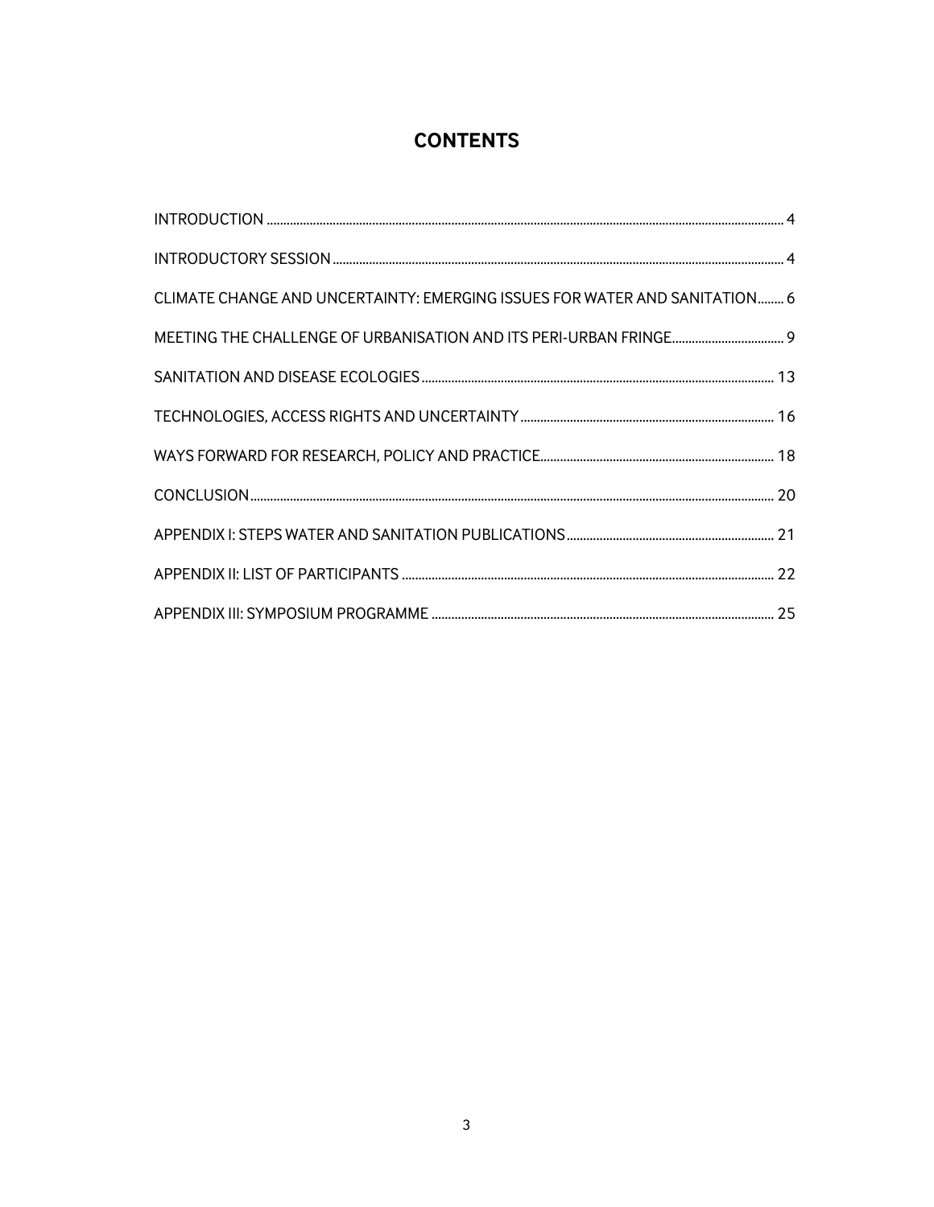# CONTENTS

INTRODUCTION ........................................................................................................................................................ 4

INTRODUCTORY SESSION ..................................................................................................................................... 4

CLIMATE CHANGE AND UNCERTAINTY: EMERGING ISSUES FOR WATER AND SANITATION........ 6

MEETING THE CHALLENGE OF URBANISATION AND ITS PERI-URBAN FRINGE.................................. 9

SANITATION AND DISEASE ECOLOGIES ........................................................................................................ 13

TECHNOLOGIES, ACCESS RIGHTS AND UNCERTAINTY .............................................................................. 16

WAYS FORWARD FOR RESEARCH, POLICY AND PRACTICE....................................................................... 18

CONCLUSION.......................................................................................................................................................... 20

APPENDIX I: STEPS WATER AND SANITATION PUBLICATIONS ................................................................ 21

APPENDIX II: LIST OF PARTICIPANTS ............................................................................................................... 22

APPENDIX III: SYMPOSIUM PROGRAMME ...................................................................................................... 25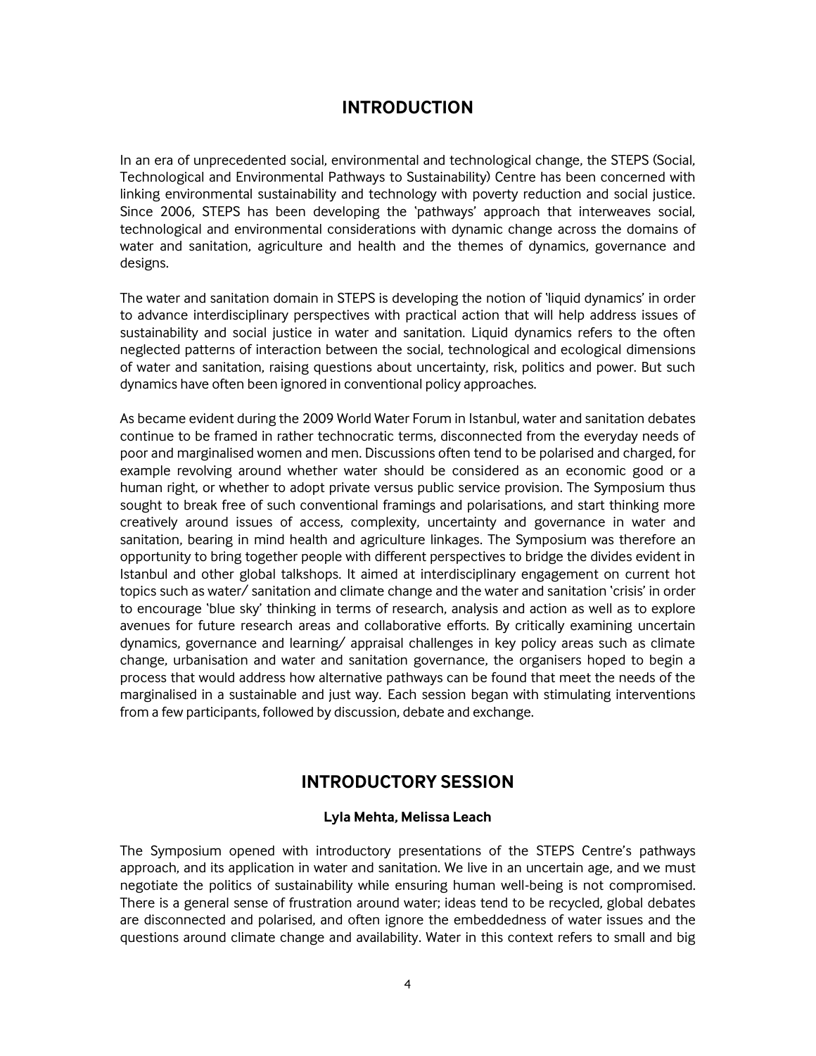## INTRODUCTION

In an era of unprecedented social, environmental and technological change, the STEPS (Social, Technological and Environmental Pathways to Sustainability) Centre has been concerned with linking environmental sustainability and technology with poverty reduction and social justice. Since 2006, STEPS has been developing the 'pathways' approach that interweaves social, technological and environmental considerations with dynamic change across the domains of water and sanitation, agriculture and health and the themes of dynamics, governance and designs.

The water and sanitation domain in STEPS is developing the notion of 'liquid dynamics' in order to advance interdisciplinary perspectives with practical action that will help address issues of sustainability and social justice in water and sanitation. Liquid dynamics refers to the often neglected patterns of interaction between the social, technological and ecological dimensions of water and sanitation, raising questions about uncertainty, risk, politics and power. But such dynamics have often been ignored in conventional policy approaches.

As became evident during the 2009 World Water Forum in Istanbul, water and sanitation debates continue to be framed in rather technocratic terms, disconnected from the everyday needs of poor and marginalised women and men. Discussions often tend to be polarised and charged, for example revolving around whether water should be considered as an economic good or a human right, or whether to adopt private versus public service provision. The Symposium thus sought to break free of such conventional framings and polarisations, and start thinking more creatively around issues of access, complexity, uncertainty and governance in water and sanitation, bearing in mind health and agriculture linkages. The Symposium was therefore an opportunity to bring together people with different perspectives to bridge the divides evident in Istanbul and other global talkshops. It aimed at interdisciplinary engagement on current hot topics such as water/ sanitation and climate change and the water and sanitation 'crisis' in order to encourage 'blue sky' thinking in terms of research, analysis and action as well as to explore avenues for future research areas and collaborative efforts. By critically examining uncertain dynamics, governance and learning/ appraisal challenges in key policy areas such as climate change, urbanisation and water and sanitation governance, the organisers hoped to begin a process that would address how alternative pathways can be found that meet the needs of the marginalised in a sustainable and just way. Each session began with stimulating interventions from a few participants, followed by discussion, debate and exchange.

## INTRODUCTORY SESSION

**Lyla Mehta, Melissa Leach**

The Symposium opened with introductory presentations of the STEPS Centre's pathways approach, and its application in water and sanitation. We live in an uncertain age, and we must negotiate the politics of sustainability while ensuring human well-being is not compromised. There is a general sense of frustration around water; ideas tend to be recycled, global debates are disconnected and polarised, and often ignore the embeddedness of water issues and the questions around climate change and availability. Water in this context refers to small and big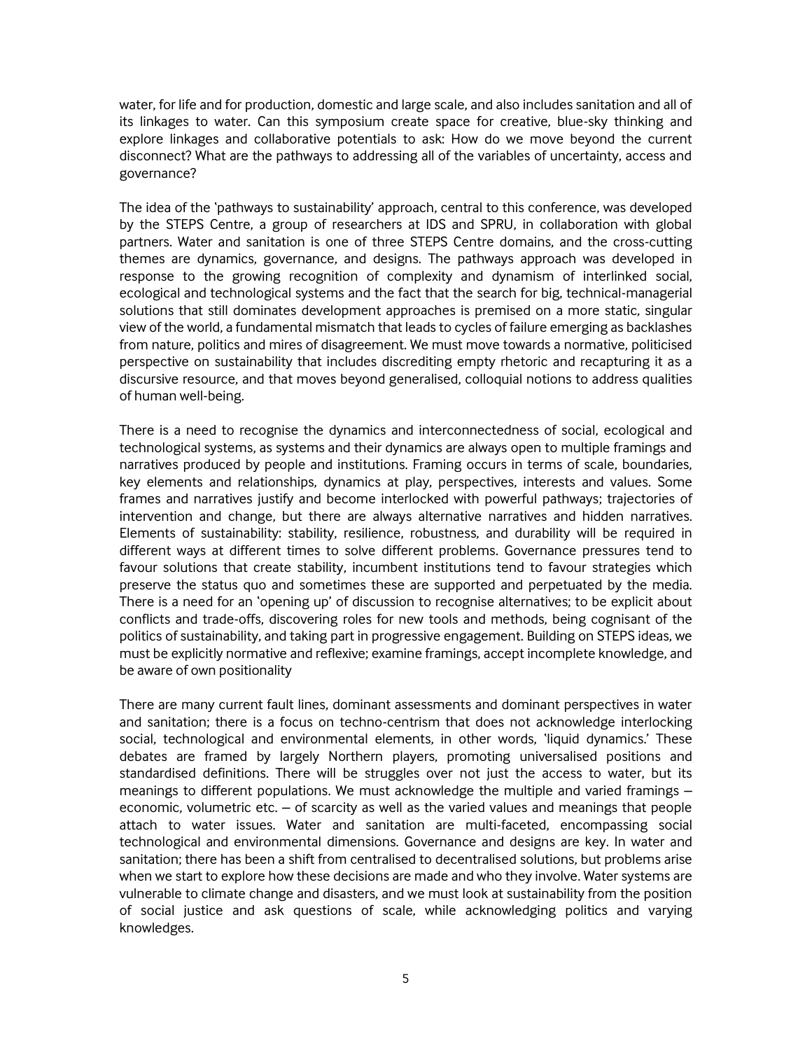water, for life and for production, domestic and large scale, and also includes sanitation and all of its linkages to water. Can this symposium create space for creative, blue-sky thinking and explore linkages and collaborative potentials to ask: How do we move beyond the current disconnect? What are the pathways to addressing all of the variables of uncertainty, access and governance?

The idea of the 'pathways to sustainability' approach, central to this conference, was developed by the STEPS Centre, a group of researchers at IDS and SPRU, in collaboration with global partners. Water and sanitation is one of three STEPS Centre domains, and the cross-cutting themes are dynamics, governance, and designs. The pathways approach was developed in response to the growing recognition of complexity and dynamism of interlinked social, ecological and technological systems and the fact that the search for big, technical-managerial solutions that still dominates development approaches is premised on a more static, singular view of the world, a fundamental mismatch that leads to cycles of failure emerging as backlashes from nature, politics and mires of disagreement. We must move towards a normative, politicised perspective on sustainability that includes discrediting empty rhetoric and recapturing it as a discursive resource, and that moves beyond generalised, colloquial notions to address qualities of human well-being.

There is a need to recognise the dynamics and interconnectedness of social, ecological and technological systems, as systems and their dynamics are always open to multiple framings and narratives produced by people and institutions. Framing occurs in terms of scale, boundaries, key elements and relationships, dynamics at play, perspectives, interests and values. Some frames and narratives justify and become interlocked with powerful pathways; trajectories of intervention and change, but there are always alternative narratives and hidden narratives. Elements of sustainability: stability, resilience, robustness, and durability will be required in different ways at different times to solve different problems. Governance pressures tend to favour solutions that create stability, incumbent institutions tend to favour strategies which preserve the status quo and sometimes these are supported and perpetuated by the media. There is a need for an 'opening up' of discussion to recognise alternatives; to be explicit about conflicts and trade-offs, discovering roles for new tools and methods, being cognisant of the politics of sustainability, and taking part in progressive engagement. Building on STEPS ideas, we must be explicitly normative and reflexive; examine framings, accept incomplete knowledge, and be aware of own positionality

There are many current fault lines, dominant assessments and dominant perspectives in water and sanitation; there is a focus on techno-centrism that does not acknowledge interlocking social, technological and environmental elements, in other words, 'liquid dynamics.' These debates are framed by largely Northern players, promoting universalised positions and standardised definitions. There will be struggles over not just the access to water, but its meanings to different populations. We must acknowledge the multiple and varied framings – economic, volumetric etc. – of scarcity as well as the varied values and meanings that people attach to water issues. Water and sanitation are multi-faceted, encompassing social technological and environmental dimensions. Governance and designs are key. In water and sanitation; there has been a shift from centralised to decentralised solutions, but problems arise when we start to explore how these decisions are made and who they involve. Water systems are vulnerable to climate change and disasters, and we must look at sustainability from the position of social justice and ask questions of scale, while acknowledging politics and varying knowledges.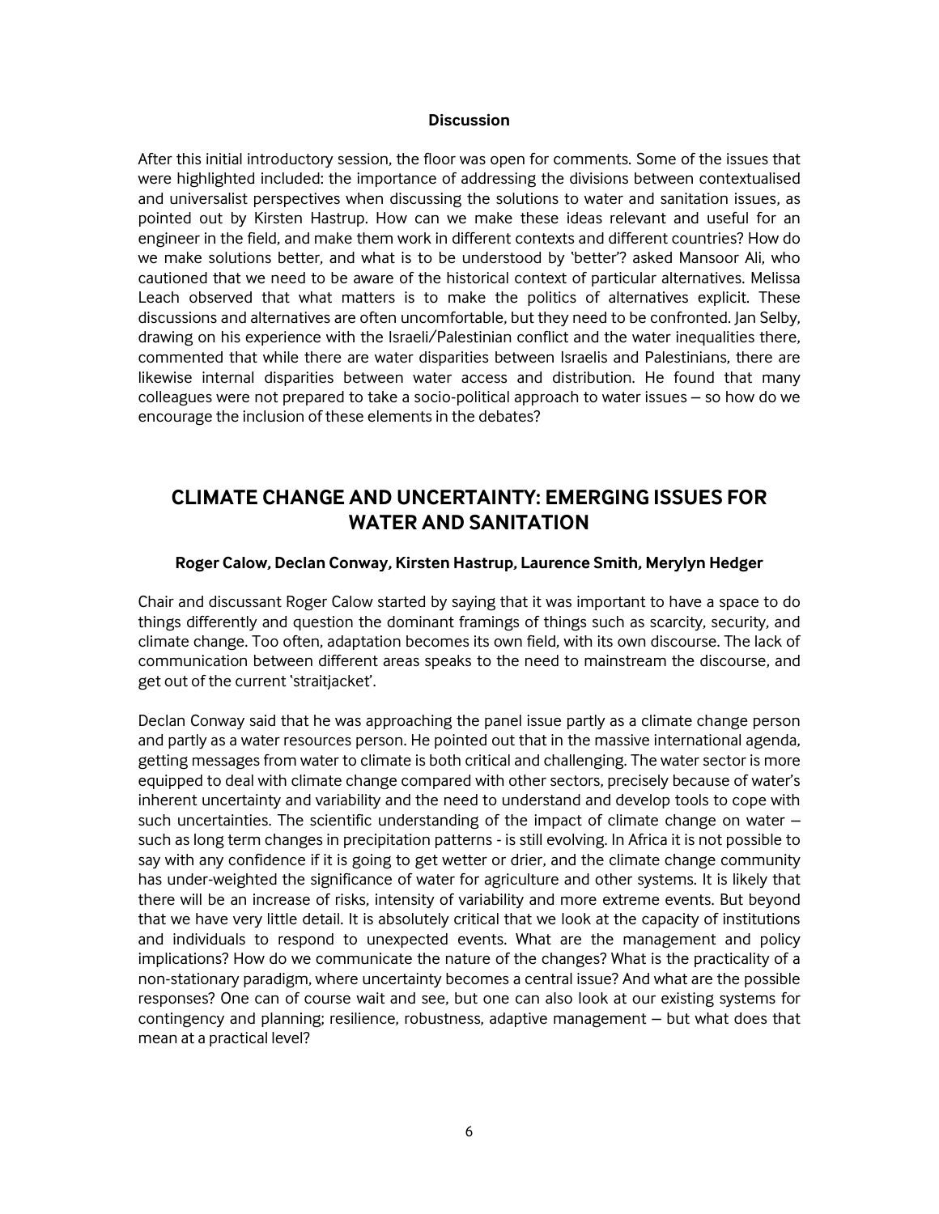### Discussion

After this initial introductory session, the floor was open for comments. Some of the issues that were highlighted included: the importance of addressing the divisions between contextualised and universalist perspectives when discussing the solutions to water and sanitation issues, as pointed out by Kirsten Hastrup. How can we make these ideas relevant and useful for an engineer in the field, and make them work in different contexts and different countries? How do we make solutions better, and what is to be understood by 'better'? asked Mansoor Ali, who cautioned that we need to be aware of the historical context of particular alternatives. Melissa Leach observed that what matters is to make the politics of alternatives explicit. These discussions and alternatives are often uncomfortable, but they need to be confronted. Jan Selby, drawing on his experience with the Israeli/Palestinian conflict and the water inequalities there, commented that while there are water disparities between Israelis and Palestinians, there are likewise internal disparities between water access and distribution. He found that many colleagues were not prepared to take a socio-political approach to water issues – so how do we encourage the inclusion of these elements in the debates?

## CLIMATE CHANGE AND UNCERTAINTY: EMERGING ISSUES FOR WATER AND SANITATION

**Roger Calow, Declan Conway, Kirsten Hastrup, Laurence Smith, Merylyn Hedger**

Chair and discussant Roger Calow started by saying that it was important to have a space to do things differently and question the dominant framings of things such as scarcity, security, and climate change. Too often, adaptation becomes its own field, with its own discourse. The lack of communication between different areas speaks to the need to mainstream the discourse, and get out of the current 'straitjacket'.

Declan Conway said that he was approaching the panel issue partly as a climate change person and partly as a water resources person. He pointed out that in the massive international agenda, getting messages from water to climate is both critical and challenging. The water sector is more equipped to deal with climate change compared with other sectors, precisely because of water's inherent uncertainty and variability and the need to understand and develop tools to cope with such uncertainties. The scientific understanding of the impact of climate change on water – such as long term changes in precipitation patterns - is still evolving. In Africa it is not possible to say with any confidence if it is going to get wetter or drier, and the climate change community has under-weighted the significance of water for agriculture and other systems. It is likely that there will be an increase of risks, intensity of variability and more extreme events. But beyond that we have very little detail. It is absolutely critical that we look at the capacity of institutions and individuals to respond to unexpected events. What are the management and policy implications? How do we communicate the nature of the changes? What is the practicality of a non-stationary paradigm, where uncertainty becomes a central issue? And what are the possible responses? One can of course wait and see, but one can also look at our existing systems for contingency and planning; resilience, robustness, adaptive management – but what does that mean at a practical level?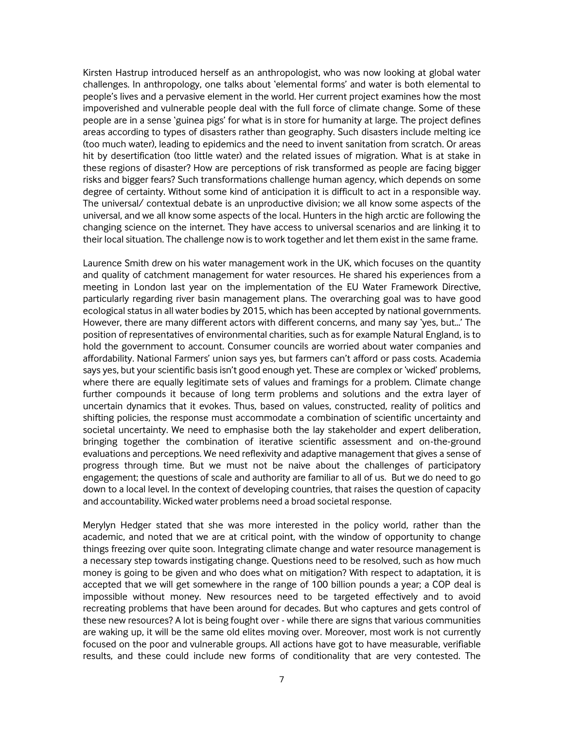Kirsten Hastrup introduced herself as an anthropologist, who was now looking at global water challenges. In anthropology, one talks about 'elemental forms' and water is both elemental to people's lives and a pervasive element in the world. Her current project examines how the most impoverished and vulnerable people deal with the full force of climate change. Some of these people are in a sense 'guinea pigs' for what is in store for humanity at large. The project defines areas according to types of disasters rather than geography. Such disasters include melting ice (too much water), leading to epidemics and the need to invent sanitation from scratch. Or areas hit by desertification (too little water) and the related issues of migration. What is at stake in these regions of disaster? How are perceptions of risk transformed as people are facing bigger risks and bigger fears? Such transformations challenge human agency, which depends on some degree of certainty. Without some kind of anticipation it is difficult to act in a responsible way. The universal/ contextual debate is an unproductive division; we all know some aspects of the universal, and we all know some aspects of the local. Hunters in the high arctic are following the changing science on the internet. They have access to universal scenarios and are linking it to their local situation. The challenge now is to work together and let them exist in the same frame.

Laurence Smith drew on his water management work in the UK, which focuses on the quantity and quality of catchment management for water resources. He shared his experiences from a meeting in London last year on the implementation of the EU Water Framework Directive, particularly regarding river basin management plans. The overarching goal was to have good ecological status in all water bodies by 2015, which has been accepted by national governments. However, there are many different actors with different concerns, and many say 'yes, but...' The position of representatives of environmental charities, such as for example Natural England, is to hold the government to account. Consumer councils are worried about water companies and affordability. National Farmers' union says yes, but farmers can't afford or pass costs. Academia says yes, but your scientific basis isn't good enough yet. These are complex or 'wicked' problems, where there are equally legitimate sets of values and framings for a problem. Climate change further compounds it because of long term problems and solutions and the extra layer of uncertain dynamics that it evokes. Thus, based on values, constructed, reality of politics and shifting policies, the response must accommodate a combination of scientific uncertainty and societal uncertainty. We need to emphasise both the lay stakeholder and expert deliberation, bringing together the combination of iterative scientific assessment and on-the-ground evaluations and perceptions. We need reflexivity and adaptive management that gives a sense of progress through time. But we must not be naive about the challenges of participatory engagement; the questions of scale and authority are familiar to all of us. But we do need to go down to a local level. In the context of developing countries, that raises the question of capacity and accountability. Wicked water problems need a broad societal response.

Merylyn Hedger stated that she was more interested in the policy world, rather than the academic, and noted that we are at critical point, with the window of opportunity to change things freezing over quite soon. Integrating climate change and water resource management is a necessary step towards instigating change. Questions need to be resolved, such as how much money is going to be given and who does what on mitigation? With respect to adaptation, it is accepted that we will get somewhere in the range of 100 billion pounds a year; a COP deal is impossible without money. New resources need to be targeted effectively and to avoid recreating problems that have been around for decades. But who captures and gets control of these new resources? A lot is being fought over - while there are signs that various communities are waking up, it will be the same old elites moving over. Moreover, most work is not currently focused on the poor and vulnerable groups. All actions have got to have measurable, verifiable results, and these could include new forms of conditionality that are very contested. The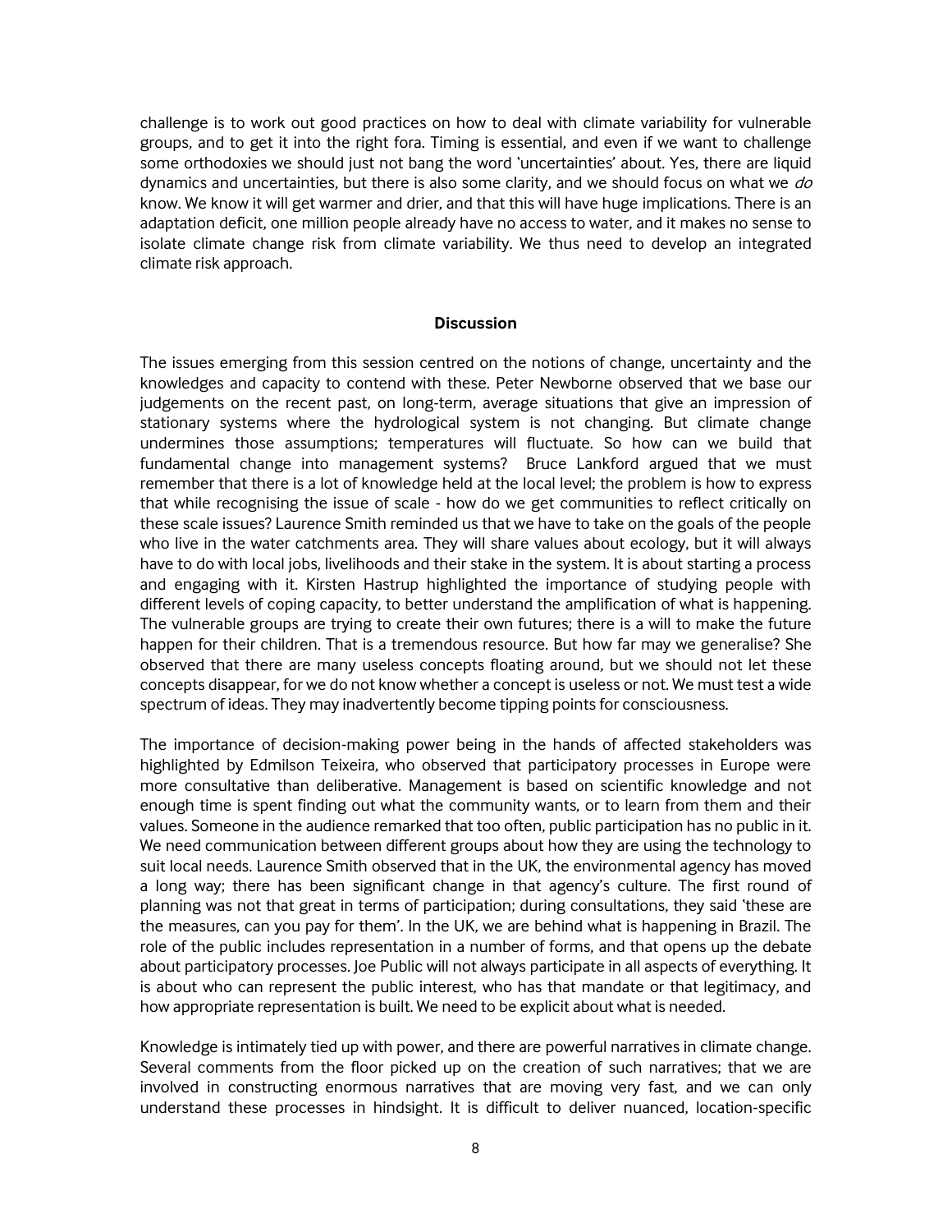challenge is to work out good practices on how to deal with climate variability for vulnerable groups, and to get it into the right fora. Timing is essential, and even if we want to challenge some orthodoxies we should just not bang the word 'uncertainties' about. Yes, there are liquid dynamics and uncertainties, but there is also some clarity, and we should focus on what we *do* know. We know it will get warmer and drier, and that this will have huge implications. There is an adaptation deficit, one million people already have no access to water, and it makes no sense to isolate climate change risk from climate variability. We thus need to develop an integrated climate risk approach.

## Discussion

The issues emerging from this session centred on the notions of change, uncertainty and the knowledges and capacity to contend with these. Peter Newborne observed that we base our judgements on the recent past, on long-term, average situations that give an impression of stationary systems where the hydrological system is not changing. But climate change undermines those assumptions; temperatures will fluctuate. So how can we build that fundamental change into management systems? Bruce Lankford argued that we must remember that there is a lot of knowledge held at the local level; the problem is how to express that while recognising the issue of scale - how do we get communities to reflect critically on these scale issues? Laurence Smith reminded us that we have to take on the goals of the people who live in the water catchments area. They will share values about ecology, but it will always have to do with local jobs, livelihoods and their stake in the system. It is about starting a process and engaging with it. Kirsten Hastrup highlighted the importance of studying people with different levels of coping capacity, to better understand the amplification of what is happening. The vulnerable groups are trying to create their own futures; there is a will to make the future happen for their children. That is a tremendous resource. But how far may we generalise? She observed that there are many useless concepts floating around, but we should not let these concepts disappear, for we do not know whether a concept is useless or not. We must test a wide spectrum of ideas. They may inadvertently become tipping points for consciousness.

The importance of decision-making power being in the hands of affected stakeholders was highlighted by Edmilson Teixeira, who observed that participatory processes in Europe were more consultative than deliberative. Management is based on scientific knowledge and not enough time is spent finding out what the community wants, or to learn from them and their values. Someone in the audience remarked that too often, public participation has no public in it. We need communication between different groups about how they are using the technology to suit local needs. Laurence Smith observed that in the UK, the environmental agency has moved a long way; there has been significant change in that agency's culture. The first round of planning was not that great in terms of participation; during consultations, they said 'these are the measures, can you pay for them'. In the UK, we are behind what is happening in Brazil. The role of the public includes representation in a number of forms, and that opens up the debate about participatory processes. Joe Public will not always participate in all aspects of everything. It is about who can represent the public interest, who has that mandate or that legitimacy, and how appropriate representation is built. We need to be explicit about what is needed.

Knowledge is intimately tied up with power, and there are powerful narratives in climate change. Several comments from the floor picked up on the creation of such narratives; that we are involved in constructing enormous narratives that are moving very fast, and we can only understand these processes in hindsight. It is difficult to deliver nuanced, location-specific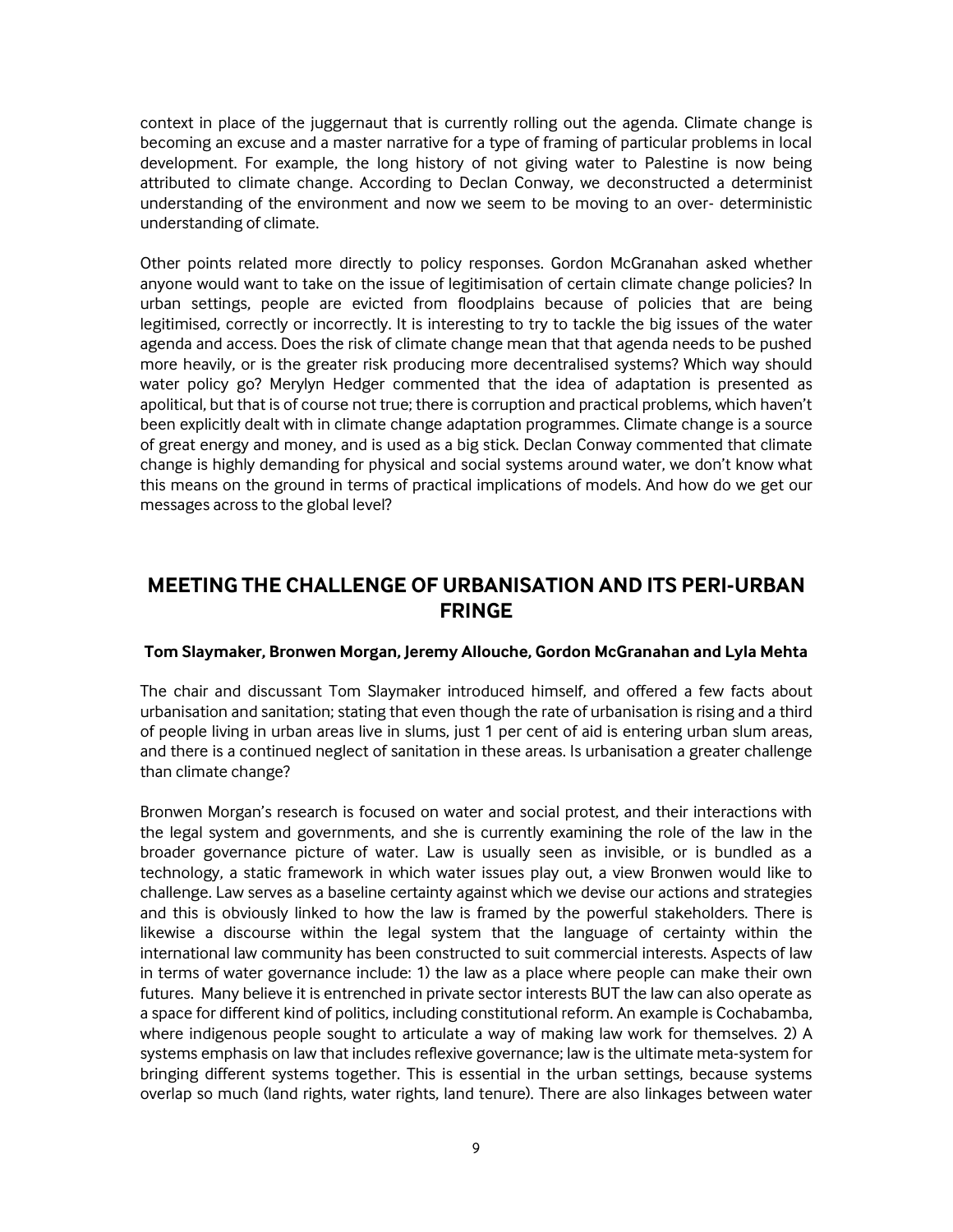context in place of the juggernaut that is currently rolling out the agenda. Climate change is becoming an excuse and a master narrative for a type of framing of particular problems in local development. For example, the long history of not giving water to Palestine is now being attributed to climate change. According to Declan Conway, we deconstructed a determinist understanding of the environment and now we seem to be moving to an over- deterministic understanding of climate.

Other points related more directly to policy responses. Gordon McGranahan asked whether anyone would want to take on the issue of legitimisation of certain climate change policies? In urban settings, people are evicted from floodplains because of policies that are being legitimised, correctly or incorrectly. It is interesting to try to tackle the big issues of the water agenda and access. Does the risk of climate change mean that that agenda needs to be pushed more heavily, or is the greater risk producing more decentralised systems? Which way should water policy go? Merylyn Hedger commented that the idea of adaptation is presented as apolitical, but that is of course not true; there is corruption and practical problems, which haven't been explicitly dealt with in climate change adaptation programmes. Climate change is a source of great energy and money, and is used as a big stick. Declan Conway commented that climate change is highly demanding for physical and social systems around water, we don't know what this means on the ground in terms of practical implications of models. And how do we get our messages across to the global level?

## MEETING THE CHALLENGE OF URBANISATION AND ITS PERI-URBAN FRINGE

**Tom Slaymaker, Bronwen Morgan, Jeremy Allouche, Gordon McGranahan and Lyla Mehta**

The chair and discussant Tom Slaymaker introduced himself, and offered a few facts about urbanisation and sanitation; stating that even though the rate of urbanisation is rising and a third of people living in urban areas live in slums, just 1 per cent of aid is entering urban slum areas, and there is a continued neglect of sanitation in these areas. Is urbanisation a greater challenge than climate change?

Bronwen Morgan's research is focused on water and social protest, and their interactions with the legal system and governments, and she is currently examining the role of the law in the broader governance picture of water. Law is usually seen as invisible, or is bundled as a technology, a static framework in which water issues play out, a view Bronwen would like to challenge. Law serves as a baseline certainty against which we devise our actions and strategies and this is obviously linked to how the law is framed by the powerful stakeholders. There is likewise a discourse within the legal system that the language of certainty within the international law community has been constructed to suit commercial interests. Aspects of law in terms of water governance include: 1) the law as a place where people can make their own futures. Many believe it is entrenched in private sector interests BUT the law can also operate as a space for different kind of politics, including constitutional reform. An example is Cochabamba, where indigenous people sought to articulate a way of making law work for themselves. 2) A systems emphasis on law that includes reflexive governance; law is the ultimate meta-system for bringing different systems together. This is essential in the urban settings, because systems overlap so much (land rights, water rights, land tenure). There are also linkages between water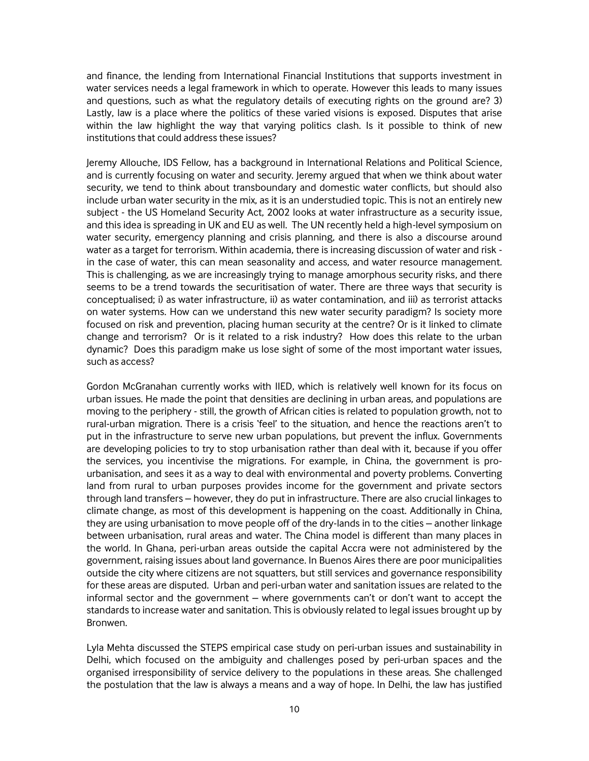and finance, the lending from International Financial Institutions that supports investment in water services needs a legal framework in which to operate. However this leads to many issues and questions, such as what the regulatory details of executing rights on the ground are? 3) Lastly, law is a place where the politics of these varied visions is exposed. Disputes that arise within the law highlight the way that varying politics clash. Is it possible to think of new institutions that could address these issues?

Jeremy Allouche, IDS Fellow, has a background in International Relations and Political Science, and is currently focusing on water and security. Jeremy argued that when we think about water security, we tend to think about transboundary and domestic water conflicts, but should also include urban water security in the mix, as it is an understudied topic. This is not an entirely new subject - the US Homeland Security Act, 2002 looks at water infrastructure as a security issue, and this idea is spreading in UK and EU as well. The UN recently held a high-level symposium on water security, emergency planning and crisis planning, and there is also a discourse around water as a target for terrorism. Within academia, there is increasing discussion of water and risk - in the case of water, this can mean seasonality and access, and water resource management. This is challenging, as we are increasingly trying to manage amorphous security risks, and there seems to be a trend towards the securitisation of water. There are three ways that security is conceptualised; i) as water infrastructure, ii) as water contamination, and iii) as terrorist attacks on water systems. How can we understand this new water security paradigm? Is society more focused on risk and prevention, placing human security at the centre? Or is it linked to climate change and terrorism? Or is it related to a risk industry? How does this relate to the urban dynamic? Does this paradigm make us lose sight of some of the most important water issues, such as access?

Gordon McGranahan currently works with IIED, which is relatively well known for its focus on urban issues. He made the point that densities are declining in urban areas, and populations are moving to the periphery - still, the growth of African cities is related to population growth, not to rural-urban migration. There is a crisis 'feel' to the situation, and hence the reactions aren't to put in the infrastructure to serve new urban populations, but prevent the influx. Governments are developing policies to try to stop urbanisation rather than deal with it, because if you offer the services, you incentivise the migrations. For example, in China, the government is pro-urbanisation, and sees it as a way to deal with environmental and poverty problems. Converting land from rural to urban purposes provides income for the government and private sectors through land transfers – however, they do put in infrastructure. There are also crucial linkages to climate change, as most of this development is happening on the coast. Additionally in China, they are using urbanisation to move people off of the dry-lands in to the cities – another linkage between urbanisation, rural areas and water. The China model is different than many places in the world. In Ghana, peri-urban areas outside the capital Accra were not administered by the government, raising issues about land governance. In Buenos Aires there are poor municipalities outside the city where citizens are not squatters, but still services and governance responsibility for these areas are disputed. Urban and peri-urban water and sanitation issues are related to the informal sector and the government – where governments can't or don't want to accept the standards to increase water and sanitation. This is obviously related to legal issues brought up by Bronwen.

Lyla Mehta discussed the STEPS empirical case study on peri-urban issues and sustainability in Delhi, which focused on the ambiguity and challenges posed by peri-urban spaces and the organised irresponsibility of service delivery to the populations in these areas. She challenged the postulation that the law is always a means and a way of hope. In Delhi, the law has justified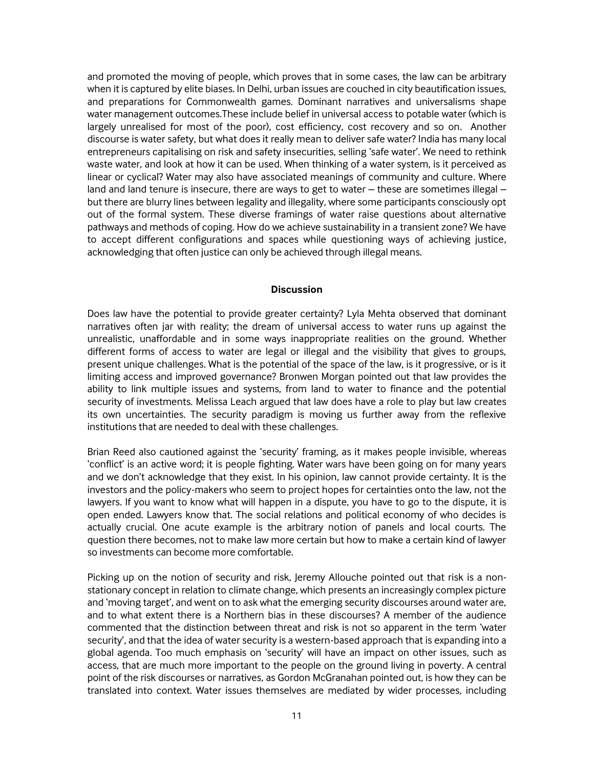and promoted the moving of people, which proves that in some cases, the law can be arbitrary when it is captured by elite biases. In Delhi, urban issues are couched in city beautification issues, and preparations for Commonwealth games. Dominant narratives and universalisms shape water management outcomes.These include belief in universal access to potable water (which is largely unrealised for most of the poor), cost efficiency, cost recovery and so on. Another discourse is water safety, but what does it really mean to deliver safe water? India has many local entrepreneurs capitalising on risk and safety insecurities, selling 'safe water'. We need to rethink waste water, and look at how it can be used. When thinking of a water system, is it perceived as linear or cyclical? Water may also have associated meanings of community and culture. Where land and land tenure is insecure, there are ways to get to water – these are sometimes illegal – but there are blurry lines between legality and illegality, where some participants consciously opt out of the formal system. These diverse framings of water raise questions about alternative pathways and methods of coping. How do we achieve sustainability in a transient zone? We have to accept different configurations and spaces while questioning ways of achieving justice, acknowledging that often justice can only be achieved through illegal means.

### Discussion

Does law have the potential to provide greater certainty? Lyla Mehta observed that dominant narratives often jar with reality; the dream of universal access to water runs up against the unrealistic, unaffordable and in some ways inappropriate realities on the ground. Whether different forms of access to water are legal or illegal and the visibility that gives to groups, present unique challenges. What is the potential of the space of the law, is it progressive, or is it limiting access and improved governance? Bronwen Morgan pointed out that law provides the ability to link multiple issues and systems, from land to water to finance and the potential security of investments. Melissa Leach argued that law does have a role to play but law creates its own uncertainties. The security paradigm is moving us further away from the reflexive institutions that are needed to deal with these challenges.

Brian Reed also cautioned against the 'security' framing, as it makes people invisible, whereas 'conflict' is an active word; it is people fighting. Water wars have been going on for many years and we don't acknowledge that they exist. In his opinion, law cannot provide certainty. It is the investors and the policy-makers who seem to project hopes for certainties onto the law, not the lawyers. If you want to know what will happen in a dispute, you have to go to the dispute, it is open ended. Lawyers know that. The social relations and political economy of who decides is actually crucial. One acute example is the arbitrary notion of panels and local courts. The question there becomes, not to make law more certain but how to make a certain kind of lawyer so investments can become more comfortable.

Picking up on the notion of security and risk, Jeremy Allouche pointed out that risk is a non-stationary concept in relation to climate change, which presents an increasingly complex picture and 'moving target', and went on to ask what the emerging security discourses around water are, and to what extent there is a Northern bias in these discourses? A member of the audience commented that the distinction between threat and risk is not so apparent in the term 'water security', and that the idea of water security is a western-based approach that is expanding into a global agenda. Too much emphasis on 'security' will have an impact on other issues, such as access, that are much more important to the people on the ground living in poverty. A central point of the risk discourses or narratives, as Gordon McGranahan pointed out, is how they can be translated into context. Water issues themselves are mediated by wider processes, including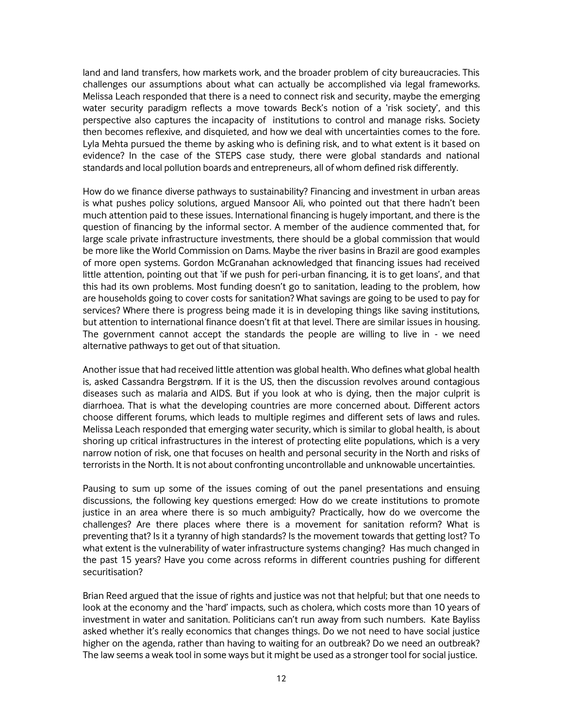land and land transfers, how markets work, and the broader problem of city bureaucracies. This challenges our assumptions about what can actually be accomplished via legal frameworks. Melissa Leach responded that there is a need to connect risk and security, maybe the emerging water security paradigm reflects a move towards Beck's notion of a 'risk society', and this perspective also captures the incapacity of institutions to control and manage risks. Society then becomes reflexive, and disquieted, and how we deal with uncertainties comes to the fore. Lyla Mehta pursued the theme by asking who is defining risk, and to what extent is it based on evidence? In the case of the STEPS case study, there were global standards and national standards and local pollution boards and entrepreneurs, all of whom defined risk differently.

How do we finance diverse pathways to sustainability? Financing and investment in urban areas is what pushes policy solutions, argued Mansoor Ali, who pointed out that there hadn't been much attention paid to these issues. International financing is hugely important, and there is the question of financing by the informal sector. A member of the audience commented that, for large scale private infrastructure investments, there should be a global commission that would be more like the World Commission on Dams. Maybe the river basins in Brazil are good examples of more open systems. Gordon McGranahan acknowledged that financing issues had received little attention, pointing out that 'if we push for peri-urban financing, it is to get loans', and that this had its own problems. Most funding doesn't go to sanitation, leading to the problem, how are households going to cover costs for sanitation? What savings are going to be used to pay for services? Where there is progress being made it is in developing things like saving institutions, but attention to international finance doesn't fit at that level. There are similar issues in housing. The government cannot accept the standards the people are willing to live in - we need alternative pathways to get out of that situation.

Another issue that had received little attention was global health. Who defines what global health is, asked Cassandra Bergstrøm. If it is the US, then the discussion revolves around contagious diseases such as malaria and AIDS. But if you look at who is dying, then the major culprit is diarrhoea. That is what the developing countries are more concerned about. Different actors choose different forums, which leads to multiple regimes and different sets of laws and rules. Melissa Leach responded that emerging water security, which is similar to global health, is about shoring up critical infrastructures in the interest of protecting elite populations, which is a very narrow notion of risk, one that focuses on health and personal security in the North and risks of terrorists in the North. It is not about confronting uncontrollable and unknowable uncertainties.

Pausing to sum up some of the issues coming of out the panel presentations and ensuing discussions, the following key questions emerged: How do we create institutions to promote justice in an area where there is so much ambiguity? Practically, how do we overcome the challenges? Are there places where there is a movement for sanitation reform? What is preventing that? Is it a tyranny of high standards? Is the movement towards that getting lost? To what extent is the vulnerability of water infrastructure systems changing? Has much changed in the past 15 years? Have you come across reforms in different countries pushing for different securitisation?

Brian Reed argued that the issue of rights and justice was not that helpful; but that one needs to look at the economy and the 'hard' impacts, such as cholera, which costs more than 10 years of investment in water and sanitation. Politicians can't run away from such numbers. Kate Bayliss asked whether it's really economics that changes things. Do we not need to have social justice higher on the agenda, rather than having to waiting for an outbreak? Do we need an outbreak? The law seems a weak tool in some ways but it might be used as a stronger tool for social justice.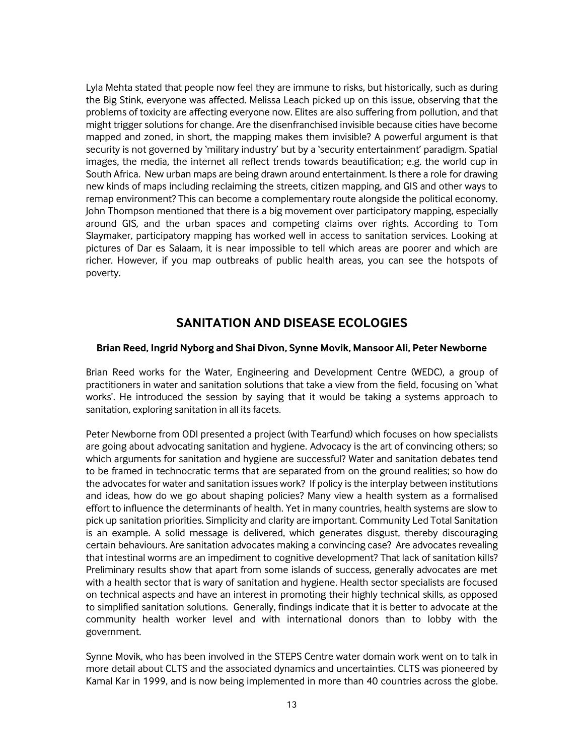Lyla Mehta stated that people now feel they are immune to risks, but historically, such as during the Big Stink, everyone was affected. Melissa Leach picked up on this issue, observing that the problems of toxicity are affecting everyone now. Elites are also suffering from pollution, and that might trigger solutions for change. Are the disenfranchised invisible because cities have become mapped and zoned, in short, the mapping makes them invisible? A powerful argument is that security is not governed by 'military industry' but by a 'security entertainment' paradigm. Spatial images, the media, the internet all reflect trends towards beautification; e.g. the world cup in South Africa. New urban maps are being drawn around entertainment. Is there a role for drawing new kinds of maps including reclaiming the streets, citizen mapping, and GIS and other ways to remap environment? This can become a complementary route alongside the political economy. John Thompson mentioned that there is a big movement over participatory mapping, especially around GIS, and the urban spaces and competing claims over rights. According to Tom Slaymaker, participatory mapping has worked well in access to sanitation services. Looking at pictures of Dar es Salaam, it is near impossible to tell which areas are poorer and which are richer. However, if you map outbreaks of public health areas, you can see the hotspots of poverty.

## SANITATION AND DISEASE ECOLOGIES

**Brian Reed, Ingrid Nyborg and Shai Divon, Synne Movik, Mansoor Ali, Peter Newborne**

Brian Reed works for the Water, Engineering and Development Centre (WEDC), a group of practitioners in water and sanitation solutions that take a view from the field, focusing on 'what works'. He introduced the session by saying that it would be taking a systems approach to sanitation, exploring sanitation in all its facets.

Peter Newborne from ODI presented a project (with Tearfund) which focuses on how specialists are going about advocating sanitation and hygiene. Advocacy is the art of convincing others; so which arguments for sanitation and hygiene are successful? Water and sanitation debates tend to be framed in technocratic terms that are separated from on the ground realities; so how do the advocates for water and sanitation issues work? If policy is the interplay between institutions and ideas, how do we go about shaping policies? Many view a health system as a formalised effort to influence the determinants of health. Yet in many countries, health systems are slow to pick up sanitation priorities. Simplicity and clarity are important. Community Led Total Sanitation is an example. A solid message is delivered, which generates disgust, thereby discouraging certain behaviours. Are sanitation advocates making a convincing case? Are advocates revealing that intestinal worms are an impediment to cognitive development? That lack of sanitation kills? Preliminary results show that apart from some islands of success, generally advocates are met with a health sector that is wary of sanitation and hygiene. Health sector specialists are focused on technical aspects and have an interest in promoting their highly technical skills, as opposed to simplified sanitation solutions. Generally, findings indicate that it is better to advocate at the community health worker level and with international donors than to lobby with the government.

Synne Movik, who has been involved in the STEPS Centre water domain work went on to talk in more detail about CLTS and the associated dynamics and uncertainties. CLTS was pioneered by Kamal Kar in 1999, and is now being implemented in more than 40 countries across the globe.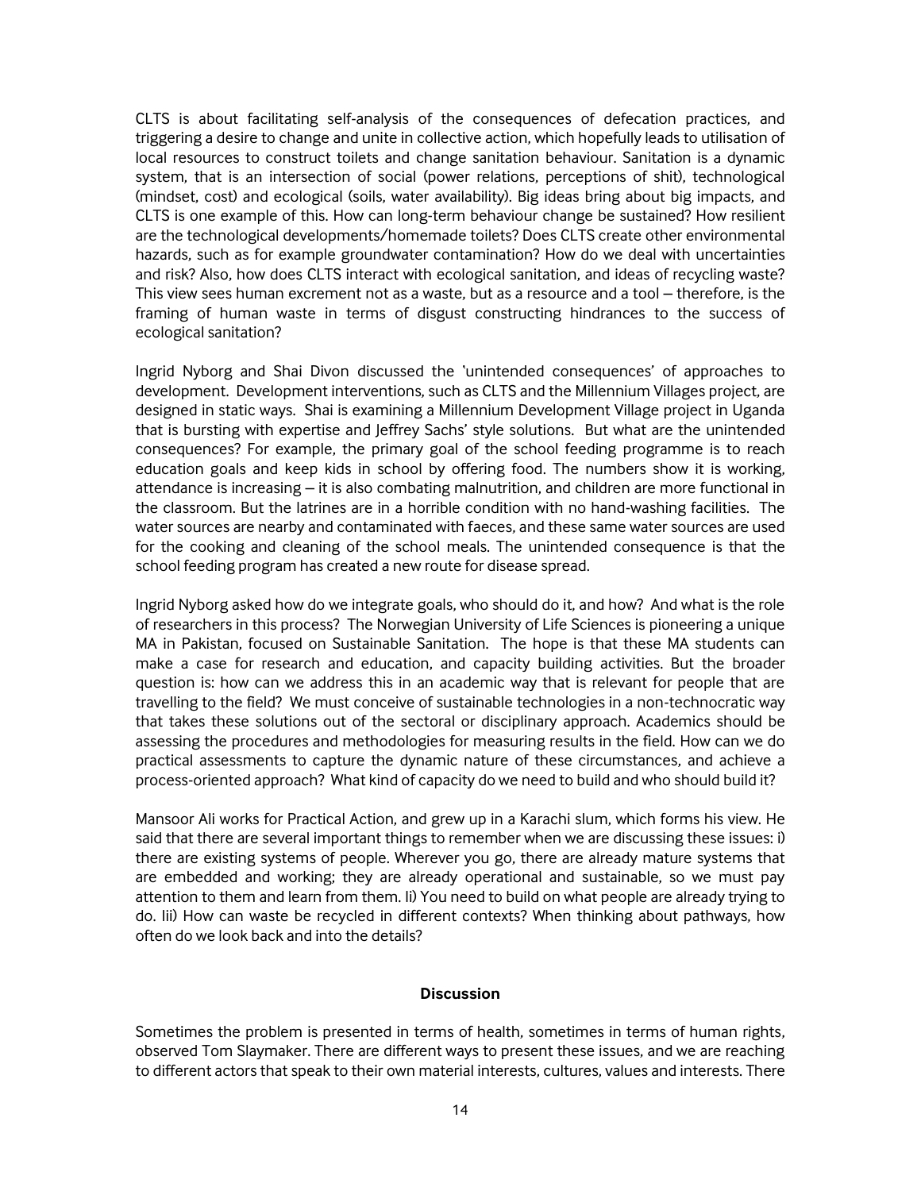CLTS is about facilitating self-analysis of the consequences of defecation practices, and triggering a desire to change and unite in collective action, which hopefully leads to utilisation of local resources to construct toilets and change sanitation behaviour. Sanitation is a dynamic system, that is an intersection of social (power relations, perceptions of shit), technological (mindset, cost) and ecological (soils, water availability). Big ideas bring about big impacts, and CLTS is one example of this. How can long-term behaviour change be sustained? How resilient are the technological developments/homemade toilets? Does CLTS create other environmental hazards, such as for example groundwater contamination? How do we deal with uncertainties and risk? Also, how does CLTS interact with ecological sanitation, and ideas of recycling waste? This view sees human excrement not as a waste, but as a resource and a tool – therefore, is the framing of human waste in terms of disgust constructing hindrances to the success of ecological sanitation?

Ingrid Nyborg and Shai Divon discussed the 'unintended consequences' of approaches to development. Development interventions, such as CLTS and the Millennium Villages project, are designed in static ways. Shai is examining a Millennium Development Village project in Uganda that is bursting with expertise and Jeffrey Sachs' style solutions. But what are the unintended consequences? For example, the primary goal of the school feeding programme is to reach education goals and keep kids in school by offering food. The numbers show it is working, attendance is increasing – it is also combating malnutrition, and children are more functional in the classroom. But the latrines are in a horrible condition with no hand-washing facilities. The water sources are nearby and contaminated with faeces, and these same water sources are used for the cooking and cleaning of the school meals. The unintended consequence is that the school feeding program has created a new route for disease spread.

Ingrid Nyborg asked how do we integrate goals, who should do it, and how? And what is the role of researchers in this process? The Norwegian University of Life Sciences is pioneering a unique MA in Pakistan, focused on Sustainable Sanitation. The hope is that these MA students can make a case for research and education, and capacity building activities. But the broader question is: how can we address this in an academic way that is relevant for people that are travelling to the field? We must conceive of sustainable technologies in a non-technocratic way that takes these solutions out of the sectoral or disciplinary approach. Academics should be assessing the procedures and methodologies for measuring results in the field. How can we do practical assessments to capture the dynamic nature of these circumstances, and achieve a process-oriented approach? What kind of capacity do we need to build and who should build it?

Mansoor Ali works for Practical Action, and grew up in a Karachi slum, which forms his view. He said that there are several important things to remember when we are discussing these issues: i) there are existing systems of people. Wherever you go, there are already mature systems that are embedded and working; they are already operational and sustainable, so we must pay attention to them and learn from them. Ii) You need to build on what people are already trying to do. Iii) How can waste be recycled in different contexts? When thinking about pathways, how often do we look back and into the details?

## Discussion

Sometimes the problem is presented in terms of health, sometimes in terms of human rights, observed Tom Slaymaker. There are different ways to present these issues, and we are reaching to different actors that speak to their own material interests, cultures, values and interests. There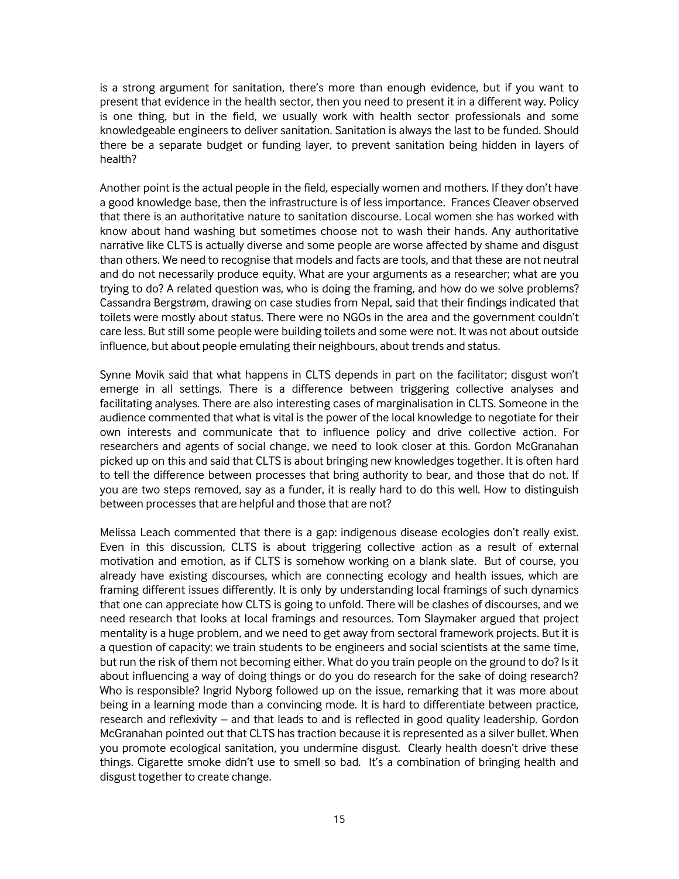is a strong argument for sanitation, there's more than enough evidence, but if you want to present that evidence in the health sector, then you need to present it in a different way. Policy is one thing, but in the field, we usually work with health sector professionals and some knowledgeable engineers to deliver sanitation. Sanitation is always the last to be funded. Should there be a separate budget or funding layer, to prevent sanitation being hidden in layers of health?

Another point is the actual people in the field, especially women and mothers. If they don't have a good knowledge base, then the infrastructure is of less importance. Frances Cleaver observed that there is an authoritative nature to sanitation discourse. Local women she has worked with know about hand washing but sometimes choose not to wash their hands. Any authoritative narrative like CLTS is actually diverse and some people are worse affected by shame and disgust than others. We need to recognise that models and facts are tools, and that these are not neutral and do not necessarily produce equity. What are your arguments as a researcher; what are you trying to do? A related question was, who is doing the framing, and how do we solve problems? Cassandra Bergstrøm, drawing on case studies from Nepal, said that their findings indicated that toilets were mostly about status. There were no NGOs in the area and the government couldn't care less. But still some people were building toilets and some were not. It was not about outside influence, but about people emulating their neighbours, about trends and status.

Synne Movik said that what happens in CLTS depends in part on the facilitator; disgust won't emerge in all settings. There is a difference between triggering collective analyses and facilitating analyses. There are also interesting cases of marginalisation in CLTS. Someone in the audience commented that what is vital is the power of the local knowledge to negotiate for their own interests and communicate that to influence policy and drive collective action. For researchers and agents of social change, we need to look closer at this. Gordon McGranahan picked up on this and said that CLTS is about bringing new knowledges together. It is often hard to tell the difference between processes that bring authority to bear, and those that do not. If you are two steps removed, say as a funder, it is really hard to do this well. How to distinguish between processes that are helpful and those that are not?

Melissa Leach commented that there is a gap: indigenous disease ecologies don't really exist. Even in this discussion, CLTS is about triggering collective action as a result of external motivation and emotion, as if CLTS is somehow working on a blank slate. But of course, you already have existing discourses, which are connecting ecology and health issues, which are framing different issues differently. It is only by understanding local framings of such dynamics that one can appreciate how CLTS is going to unfold. There will be clashes of discourses, and we need research that looks at local framings and resources. Tom Slaymaker argued that project mentality is a huge problem, and we need to get away from sectoral framework projects. But it is a question of capacity: we train students to be engineers and social scientists at the same time, but run the risk of them not becoming either. What do you train people on the ground to do? Is it about influencing a way of doing things or do you do research for the sake of doing research? Who is responsible? Ingrid Nyborg followed up on the issue, remarking that it was more about being in a learning mode than a convincing mode. It is hard to differentiate between practice, research and reflexivity – and that leads to and is reflected in good quality leadership. Gordon McGranahan pointed out that CLTS has traction because it is represented as a silver bullet. When you promote ecological sanitation, you undermine disgust. Clearly health doesn't drive these things. Cigarette smoke didn't use to smell so bad. It's a combination of bringing health and disgust together to create change.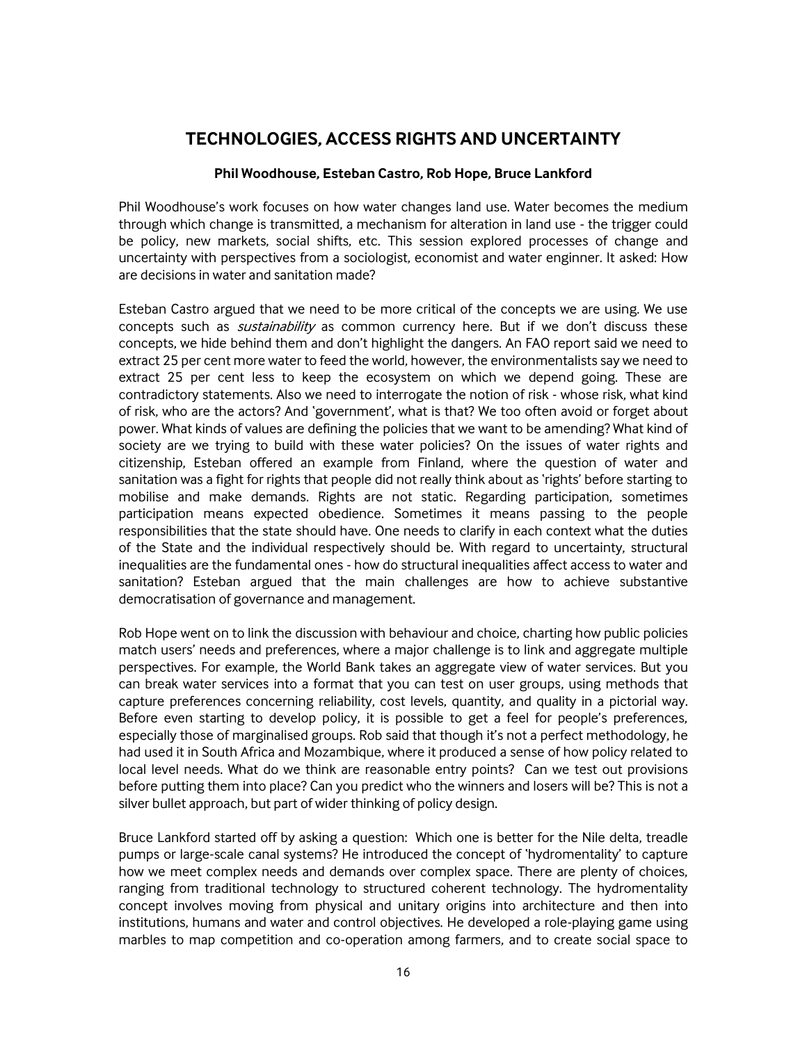## TECHNOLOGIES, ACCESS RIGHTS AND UNCERTAINTY

**Phil Woodhouse, Esteban Castro, Rob Hope, Bruce Lankford**

Phil Woodhouse's work focuses on how water changes land use. Water becomes the medium through which change is transmitted, a mechanism for alteration in land use - the trigger could be policy, new markets, social shifts, etc. This session explored processes of change and uncertainty with perspectives from a sociologist, economist and water enginner. It asked: How are decisions in water and sanitation made?

Esteban Castro argued that we need to be more critical of the concepts we are using. We use concepts such as *sustainability* as common currency here. But if we don't discuss these concepts, we hide behind them and don't highlight the dangers. An FAO report said we need to extract 25 per cent more water to feed the world, however, the environmentalists say we need to extract 25 per cent less to keep the ecosystem on which we depend going. These are contradictory statements. Also we need to interrogate the notion of risk - whose risk, what kind of risk, who are the actors? And 'government', what is that? We too often avoid or forget about power. What kinds of values are defining the policies that we want to be amending? What kind of society are we trying to build with these water policies? On the issues of water rights and citizenship, Esteban offered an example from Finland, where the question of water and sanitation was a fight for rights that people did not really think about as 'rights' before starting to mobilise and make demands. Rights are not static. Regarding participation, sometimes participation means expected obedience. Sometimes it means passing to the people responsibilities that the state should have. One needs to clarify in each context what the duties of the State and the individual respectively should be. With regard to uncertainty, structural inequalities are the fundamental ones - how do structural inequalities affect access to water and sanitation? Esteban argued that the main challenges are how to achieve substantive democratisation of governance and management.

Rob Hope went on to link the discussion with behaviour and choice, charting how public policies match users' needs and preferences, where a major challenge is to link and aggregate multiple perspectives. For example, the World Bank takes an aggregate view of water services. But you can break water services into a format that you can test on user groups, using methods that capture preferences concerning reliability, cost levels, quantity, and quality in a pictorial way. Before even starting to develop policy, it is possible to get a feel for people's preferences, especially those of marginalised groups. Rob said that though it's not a perfect methodology, he had used it in South Africa and Mozambique, where it produced a sense of how policy related to local level needs. What do we think are reasonable entry points? Can we test out provisions before putting them into place? Can you predict who the winners and losers will be? This is not a silver bullet approach, but part of wider thinking of policy design.

Bruce Lankford started off by asking a question: Which one is better for the Nile delta, treadle pumps or large-scale canal systems? He introduced the concept of 'hydromentality' to capture how we meet complex needs and demands over complex space. There are plenty of choices, ranging from traditional technology to structured coherent technology. The hydromentality concept involves moving from physical and unitary origins into architecture and then into institutions, humans and water and control objectives. He developed a role-playing game using marbles to map competition and co-operation among farmers, and to create social space to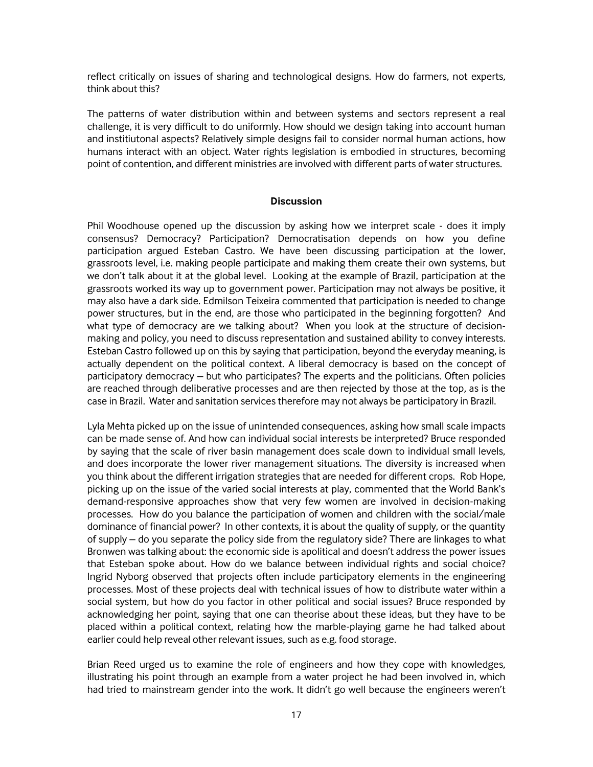reflect critically on issues of sharing and technological designs. How do farmers, not experts, think about this?

The patterns of water distribution within and between systems and sectors represent a real challenge, it is very difficult to do uniformly. How should we design taking into account human and institiutonal aspects? Relatively simple designs fail to consider normal human actions, how humans interact with an object. Water rights legislation is embodied in structures, becoming point of contention, and different ministries are involved with different parts of water structures.

## Discussion

Phil Woodhouse opened up the discussion by asking how we interpret scale - does it imply consensus? Democracy? Participation? Democratisation depends on how you define participation argued Esteban Castro. We have been discussing participation at the lower, grassroots level, i.e. making people participate and making them create their own systems, but we don't talk about it at the global level. Looking at the example of Brazil, participation at the grassroots worked its way up to government power. Participation may not always be positive, it may also have a dark side. Edmilson Teixeira commented that participation is needed to change power structures, but in the end, are those who participated in the beginning forgotten? And what type of democracy are we talking about? When you look at the structure of decision-making and policy, you need to discuss representation and sustained ability to convey interests. Esteban Castro followed up on this by saying that participation, beyond the everyday meaning, is actually dependent on the political context. A liberal democracy is based on the concept of participatory democracy – but who participates? The experts and the politicians. Often policies are reached through deliberative processes and are then rejected by those at the top, as is the case in Brazil. Water and sanitation services therefore may not always be participatory in Brazil.

Lyla Mehta picked up on the issue of unintended consequences, asking how small scale impacts can be made sense of. And how can individual social interests be interpreted? Bruce responded by saying that the scale of river basin management does scale down to individual small levels, and does incorporate the lower river management situations. The diversity is increased when you think about the different irrigation strategies that are needed for different crops. Rob Hope, picking up on the issue of the varied social interests at play, commented that the World Bank's demand-responsive approaches show that very few women are involved in decision-making processes. How do you balance the participation of women and children with the social/male dominance of financial power? In other contexts, it is about the quality of supply, or the quantity of supply – do you separate the policy side from the regulatory side? There are linkages to what Bronwen was talking about: the economic side is apolitical and doesn't address the power issues that Esteban spoke about. How do we balance between individual rights and social choice? Ingrid Nyborg observed that projects often include participatory elements in the engineering processes. Most of these projects deal with technical issues of how to distribute water within a social system, but how do you factor in other political and social issues? Bruce responded by acknowledging her point, saying that one can theorise about these ideas, but they have to be placed within a political context, relating how the marble-playing game he had talked about earlier could help reveal other relevant issues, such as e.g. food storage.

Brian Reed urged us to examine the role of engineers and how they cope with knowledges, illustrating his point through an example from a water project he had been involved in, which had tried to mainstream gender into the work. It didn't go well because the engineers weren't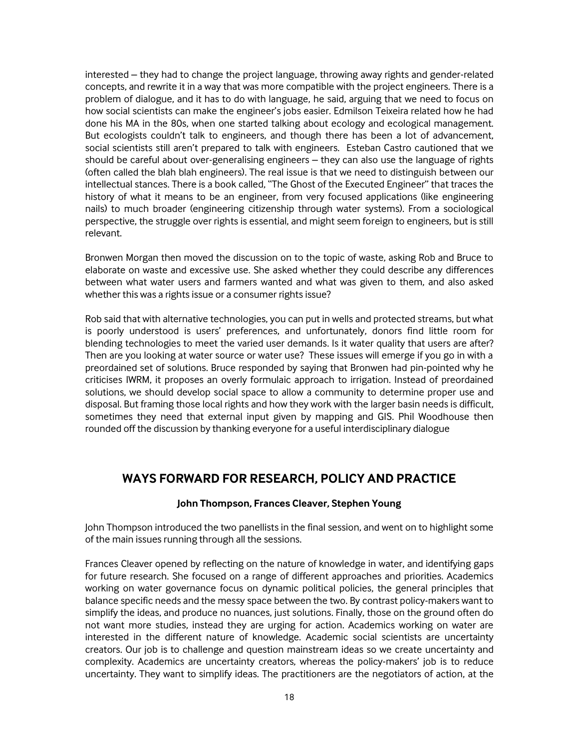interested – they had to change the project language, throwing away rights and gender-related concepts, and rewrite it in a way that was more compatible with the project engineers. There is a problem of dialogue, and it has to do with language, he said, arguing that we need to focus on how social scientists can make the engineer's jobs easier. Edmilson Teixeira related how he had done his MA in the 80s, when one started talking about ecology and ecological management. But ecologists couldn't talk to engineers, and though there has been a lot of advancement, social scientists still aren't prepared to talk with engineers. Esteban Castro cautioned that we should be careful about over-generalising engineers – they can also use the language of rights (often called the blah blah engineers). The real issue is that we need to distinguish between our intellectual stances. There is a book called, "The Ghost of the Executed Engineer" that traces the history of what it means to be an engineer, from very focused applications (like engineering nails) to much broader (engineering citizenship through water systems). From a sociological perspective, the struggle over rights is essential, and might seem foreign to engineers, but is still relevant.

Bronwen Morgan then moved the discussion on to the topic of waste, asking Rob and Bruce to elaborate on waste and excessive use. She asked whether they could describe any differences between what water users and farmers wanted and what was given to them, and also asked whether this was a rights issue or a consumer rights issue?

Rob said that with alternative technologies, you can put in wells and protected streams, but what is poorly understood is users' preferences, and unfortunately, donors find little room for blending technologies to meet the varied user demands. Is it water quality that users are after? Then are you looking at water source or water use? These issues will emerge if you go in with a preordained set of solutions. Bruce responded by saying that Bronwen had pin-pointed why he criticises IWRM, it proposes an overly formulaic approach to irrigation. Instead of preordained solutions, we should develop social space to allow a community to determine proper use and disposal. But framing those local rights and how they work with the larger basin needs is difficult, sometimes they need that external input given by mapping and GIS. Phil Woodhouse then rounded off the discussion by thanking everyone for a useful interdisciplinary dialogue

## WAYS FORWARD FOR RESEARCH, POLICY AND PRACTICE

**John Thompson, Frances Cleaver, Stephen Young**

John Thompson introduced the two panellists in the final session, and went on to highlight some of the main issues running through all the sessions.

Frances Cleaver opened by reflecting on the nature of knowledge in water, and identifying gaps for future research. She focused on a range of different approaches and priorities. Academics working on water governance focus on dynamic political policies, the general principles that balance specific needs and the messy space between the two. By contrast policy-makers want to simplify the ideas, and produce no nuances, just solutions. Finally, those on the ground often do not want more studies, instead they are urging for action. Academics working on water are interested in the different nature of knowledge. Academic social scientists are uncertainty creators. Our job is to challenge and question mainstream ideas so we create uncertainty and complexity. Academics are uncertainty creators, whereas the policy-makers' job is to reduce uncertainty. They want to simplify ideas. The practitioners are the negotiators of action, at the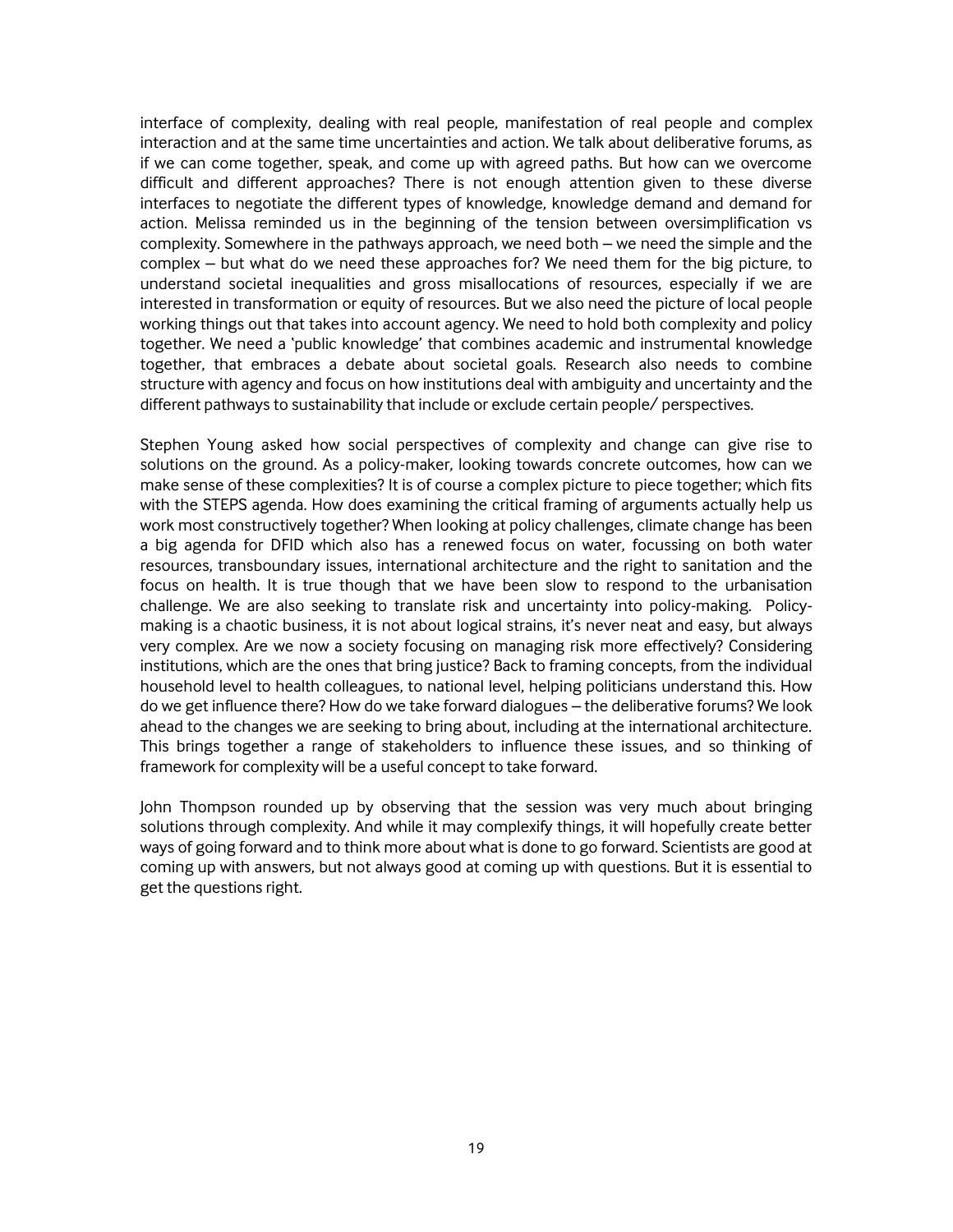interface of complexity, dealing with real people, manifestation of real people and complex interaction and at the same time uncertainties and action. We talk about deliberative forums, as if we can come together, speak, and come up with agreed paths. But how can we overcome difficult and different approaches? There is not enough attention given to these diverse interfaces to negotiate the different types of knowledge, knowledge demand and demand for action. Melissa reminded us in the beginning of the tension between oversimplification vs complexity. Somewhere in the pathways approach, we need both – we need the simple and the complex – but what do we need these approaches for? We need them for the big picture, to understand societal inequalities and gross misallocations of resources, especially if we are interested in transformation or equity of resources. But we also need the picture of local people working things out that takes into account agency. We need to hold both complexity and policy together. We need a 'public knowledge' that combines academic and instrumental knowledge together, that embraces a debate about societal goals. Research also needs to combine structure with agency and focus on how institutions deal with ambiguity and uncertainty and the different pathways to sustainability that include or exclude certain people/ perspectives.

Stephen Young asked how social perspectives of complexity and change can give rise to solutions on the ground. As a policy-maker, looking towards concrete outcomes, how can we make sense of these complexities? It is of course a complex picture to piece together; which fits with the STEPS agenda. How does examining the critical framing of arguments actually help us work most constructively together? When looking at policy challenges, climate change has been a big agenda for DFID which also has a renewed focus on water, focussing on both water resources, transboundary issues, international architecture and the right to sanitation and the focus on health. It is true though that we have been slow to respond to the urbanisation challenge. We are also seeking to translate risk and uncertainty into policy-making. Policy-making is a chaotic business, it is not about logical strains, it's never neat and easy, but always very complex. Are we now a society focusing on managing risk more effectively? Considering institutions, which are the ones that bring justice? Back to framing concepts, from the individual household level to health colleagues, to national level, helping politicians understand this. How do we get influence there? How do we take forward dialogues – the deliberative forums? We look ahead to the changes we are seeking to bring about, including at the international architecture. This brings together a range of stakeholders to influence these issues, and so thinking of framework for complexity will be a useful concept to take forward.

John Thompson rounded up by observing that the session was very much about bringing solutions through complexity. And while it may complexify things, it will hopefully create better ways of going forward and to think more about what is done to go forward. Scientists are good at coming up with answers, but not always good at coming up with questions. But it is essential to get the questions right.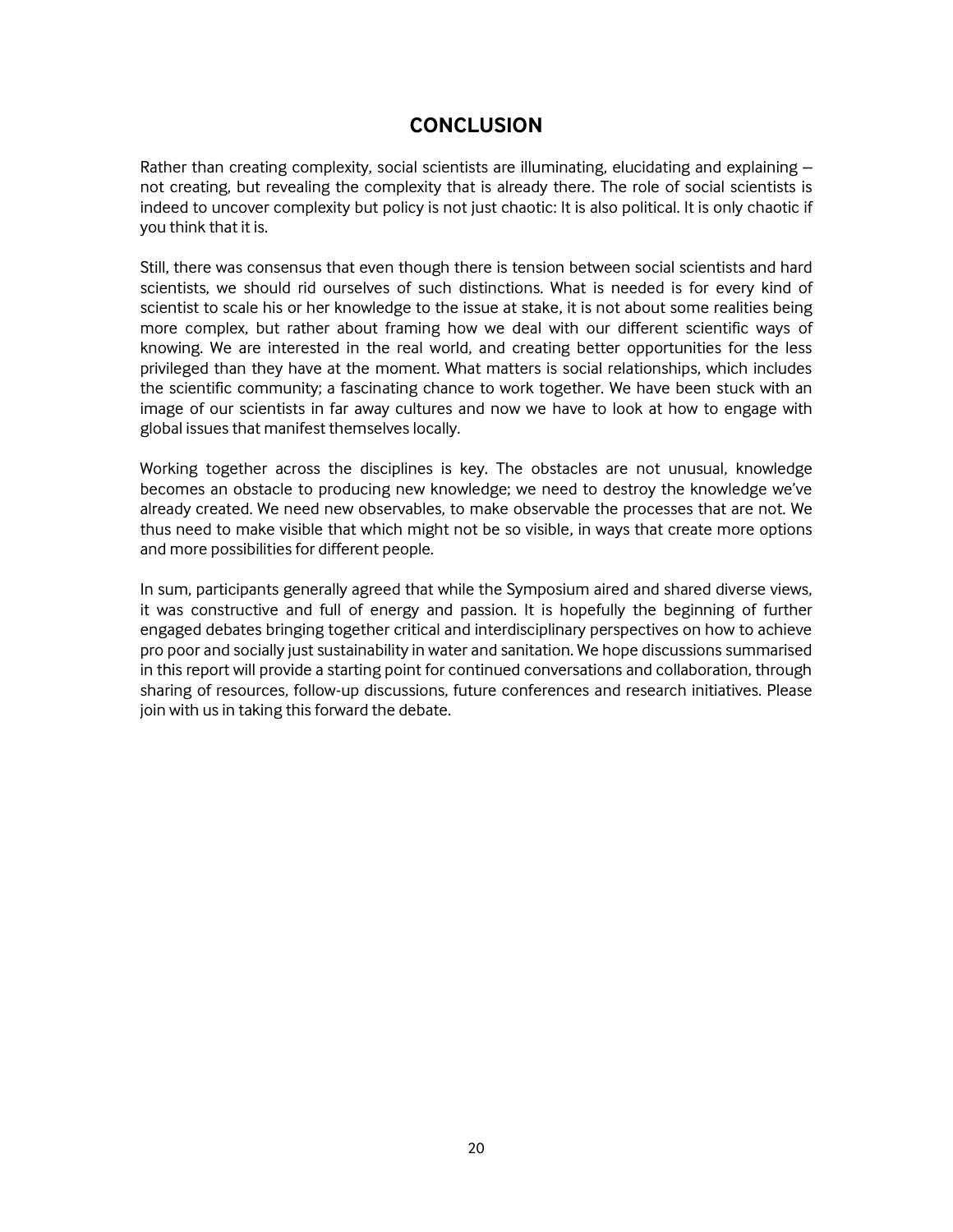# CONCLUSION

Rather than creating complexity, social scientists are illuminating, elucidating and explaining – not creating, but revealing the complexity that is already there. The role of social scientists is indeed to uncover complexity but policy is not just chaotic: It is also political. It is only chaotic if you think that it is.

Still, there was consensus that even though there is tension between social scientists and hard scientists, we should rid ourselves of such distinctions. What is needed is for every kind of scientist to scale his or her knowledge to the issue at stake, it is not about some realities being more complex, but rather about framing how we deal with our different scientific ways of knowing. We are interested in the real world, and creating better opportunities for the less privileged than they have at the moment. What matters is social relationships, which includes the scientific community; a fascinating chance to work together. We have been stuck with an image of our scientists in far away cultures and now we have to look at how to engage with global issues that manifest themselves locally.

Working together across the disciplines is key. The obstacles are not unusual, knowledge becomes an obstacle to producing new knowledge; we need to destroy the knowledge we've already created. We need new observables, to make observable the processes that are not. We thus need to make visible that which might not be so visible, in ways that create more options and more possibilities for different people.

In sum, participants generally agreed that while the Symposium aired and shared diverse views, it was constructive and full of energy and passion. It is hopefully the beginning of further engaged debates bringing together critical and interdisciplinary perspectives on how to achieve pro poor and socially just sustainability in water and sanitation. We hope discussions summarised in this report will provide a starting point for continued conversations and collaboration, through sharing of resources, follow-up discussions, future conferences and research initiatives. Please join with us in taking this forward the debate.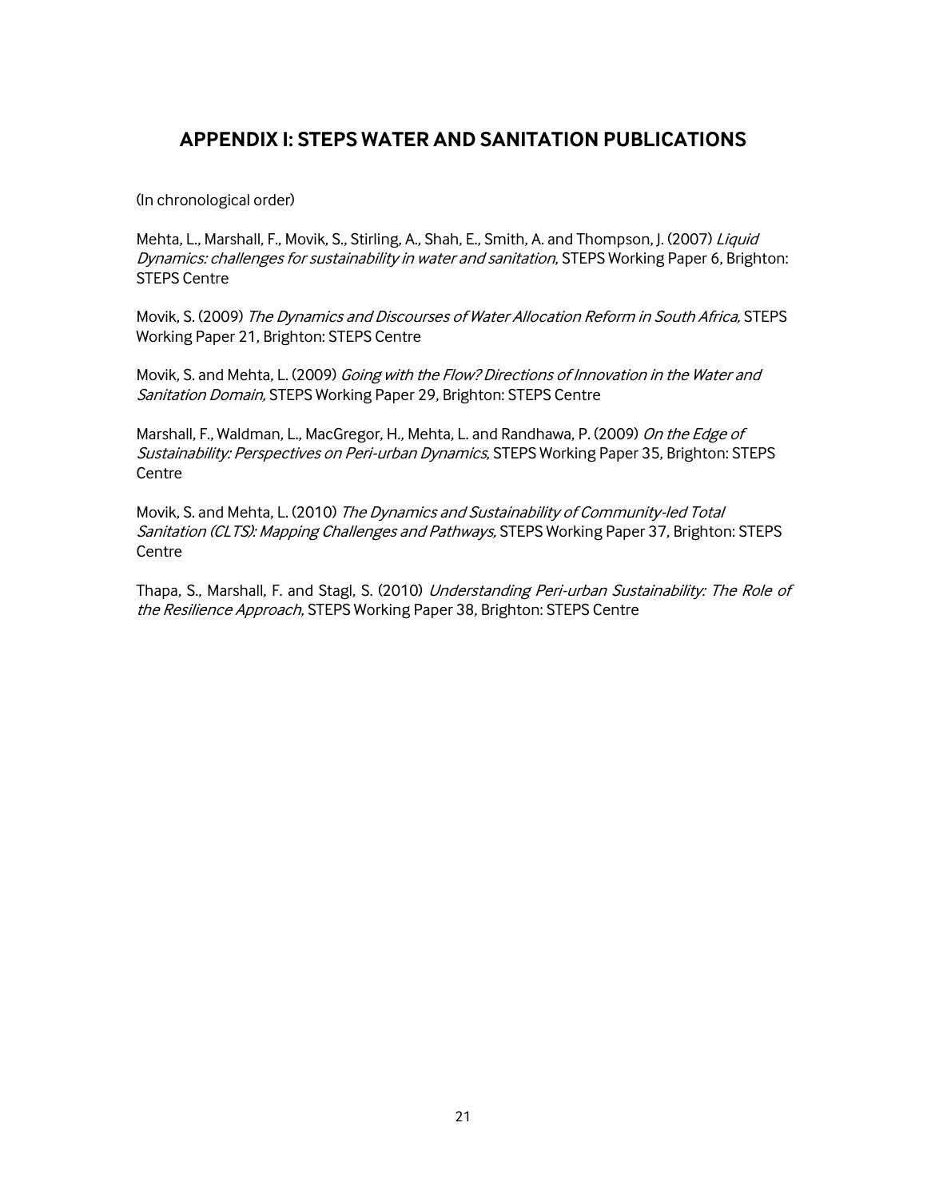## APPENDIX I: STEPS WATER AND SANITATION PUBLICATIONS

(In chronological order)

Mehta, L., Marshall, F., Movik, S., Stirling, A., Shah, E., Smith, A. and Thompson, J. (2007) *Liquid Dynamics: challenges for sustainability in water and sanitation*, STEPS Working Paper 6, Brighton: STEPS Centre

Movik, S. (2009) *The Dynamics and Discourses of Water Allocation Reform in South Africa,* STEPS Working Paper 21, Brighton: STEPS Centre

Movik, S. and Mehta, L. (2009) *Going with the Flow? Directions of Innovation in the Water and Sanitation Domain,* STEPS Working Paper 29, Brighton: STEPS Centre

Marshall, F., Waldman, L., MacGregor, H., Mehta, L. and Randhawa, P. (2009) *On the Edge of Sustainability: Perspectives on Peri-urban Dynamics*, STEPS Working Paper 35, Brighton: STEPS Centre

Movik, S. and Mehta, L. (2010) *The Dynamics and Sustainability of Community-led Total Sanitation (CLTS): Mapping Challenges and Pathways,* STEPS Working Paper 37, Brighton: STEPS Centre

Thapa, S., Marshall, F. and Stagl, S. (2010) *Understanding Peri-urban Sustainability: The Role of the Resilience Approach*, STEPS Working Paper 38, Brighton: STEPS Centre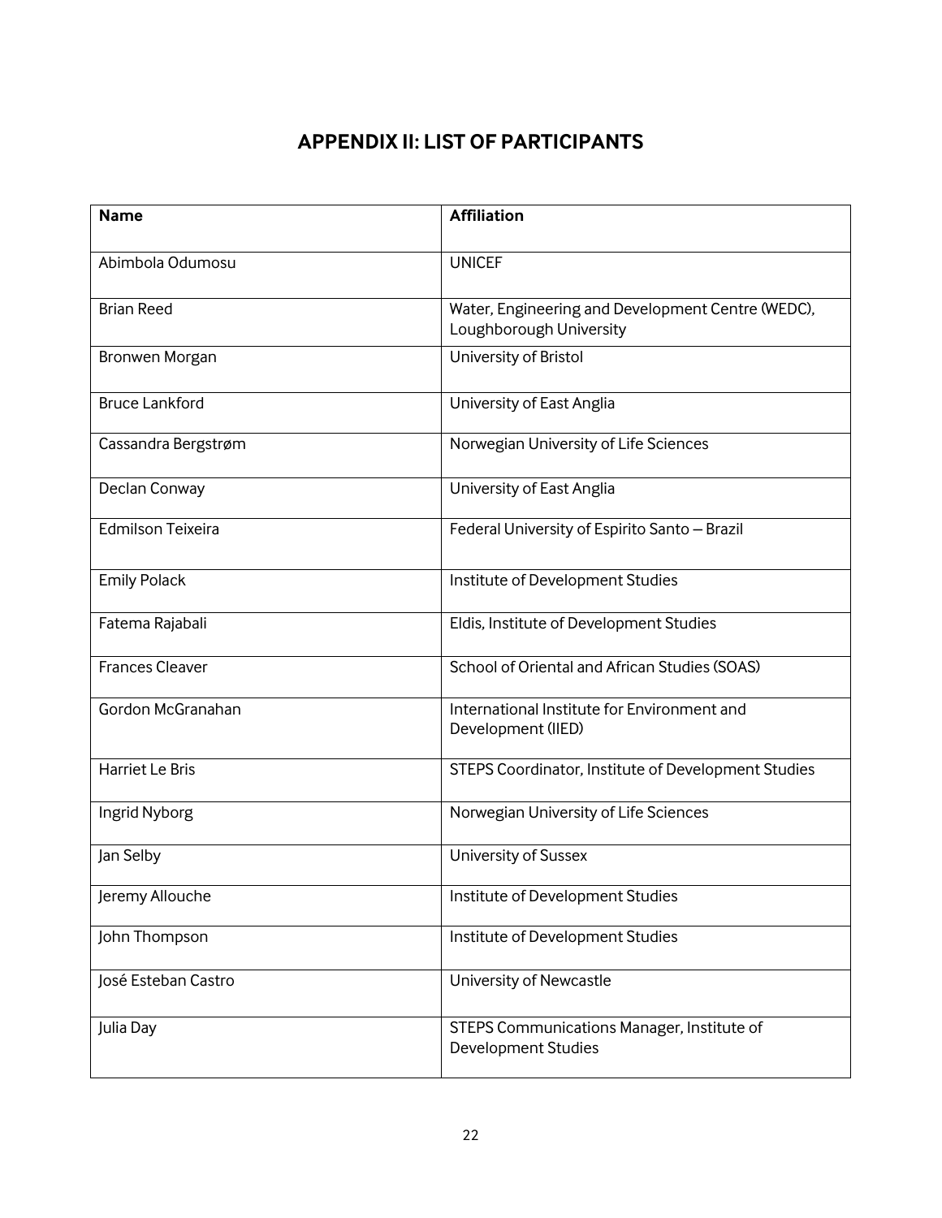## APPENDIX II: LIST OF PARTICIPANTS

| Name | Affiliation |
|---|---|
| Abimbola Odumosu | UNICEF |
| Brian Reed | Water, Engineering and Development Centre (WEDC), Loughborough University |
| Bronwen Morgan | University of Bristol |
| Bruce Lankford | University of East Anglia |
| Cassandra Bergstrøm | Norwegian University of Life Sciences |
| Declan Conway | University of East Anglia |
| Edmilson Teixeira | Federal University of Espirito Santo – Brazil |
| Emily Polack | Institute of Development Studies |
| Fatema Rajabali | Eldis, Institute of Development Studies |
| Frances Cleaver | School of Oriental and African Studies (SOAS) |
| Gordon McGranahan | International Institute for Environment and Development (IIED) |
| Harriet Le Bris | STEPS Coordinator, Institute of Development Studies |
| Ingrid Nyborg | Norwegian University of Life Sciences |
| Jan Selby | University of Sussex |
| Jeremy Allouche | Institute of Development Studies |
| John Thompson | Institute of Development Studies |
| José Esteban Castro | University of Newcastle |
| Julia Day | STEPS Communications Manager, Institute of Development Studies |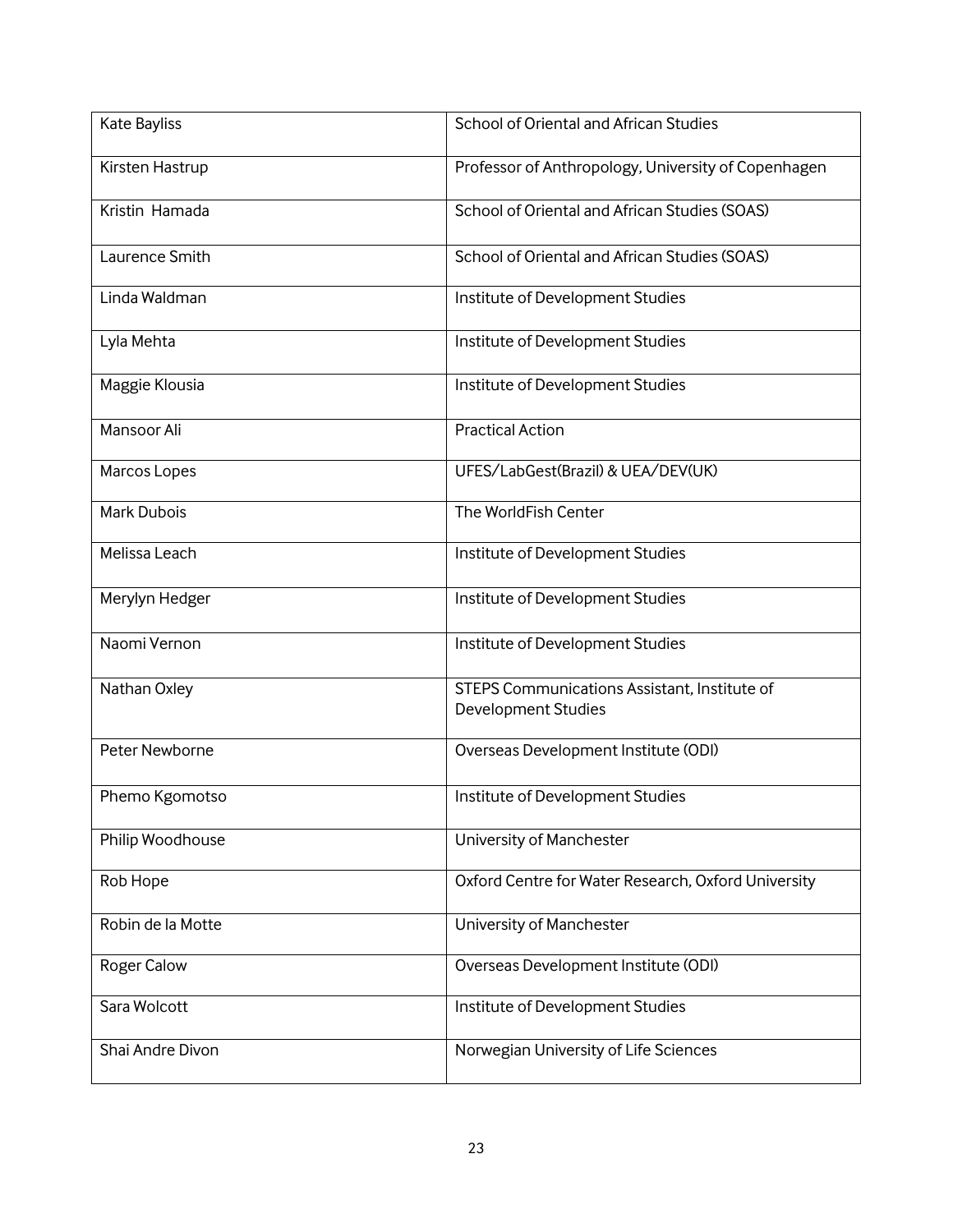| | |
|---|---|
| Kate Bayliss | School of Oriental and African Studies |
| Kirsten Hastrup | Professor of Anthropology, University of Copenhagen |
| Kristin Hamada | School of Oriental and African Studies (SOAS) |
| Laurence Smith | School of Oriental and African Studies (SOAS) |
| Linda Waldman | Institute of Development Studies |
| Lyla Mehta | Institute of Development Studies |
| Maggie Klousia | Institute of Development Studies |
| Mansoor Ali | Practical Action |
| Marcos Lopes | UFES/LabGest(Brazil) & UEA/DEV(UK) |
| Mark Dubois | The WorldFish Center |
| Melissa Leach | Institute of Development Studies |
| Merylyn Hedger | Institute of Development Studies |
| Naomi Vernon | Institute of Development Studies |
| Nathan Oxley | STEPS Communications Assistant, Institute of Development Studies |
| Peter Newborne | Overseas Development Institute (ODI) |
| Phemo Kgomotso | Institute of Development Studies |
| Philip Woodhouse | University of Manchester |
| Rob Hope | Oxford Centre for Water Research, Oxford University |
| Robin de la Motte | University of Manchester |
| Roger Calow | Overseas Development Institute (ODI) |
| Sara Wolcott | Institute of Development Studies |
| Shai Andre Divon | Norwegian University of Life Sciences |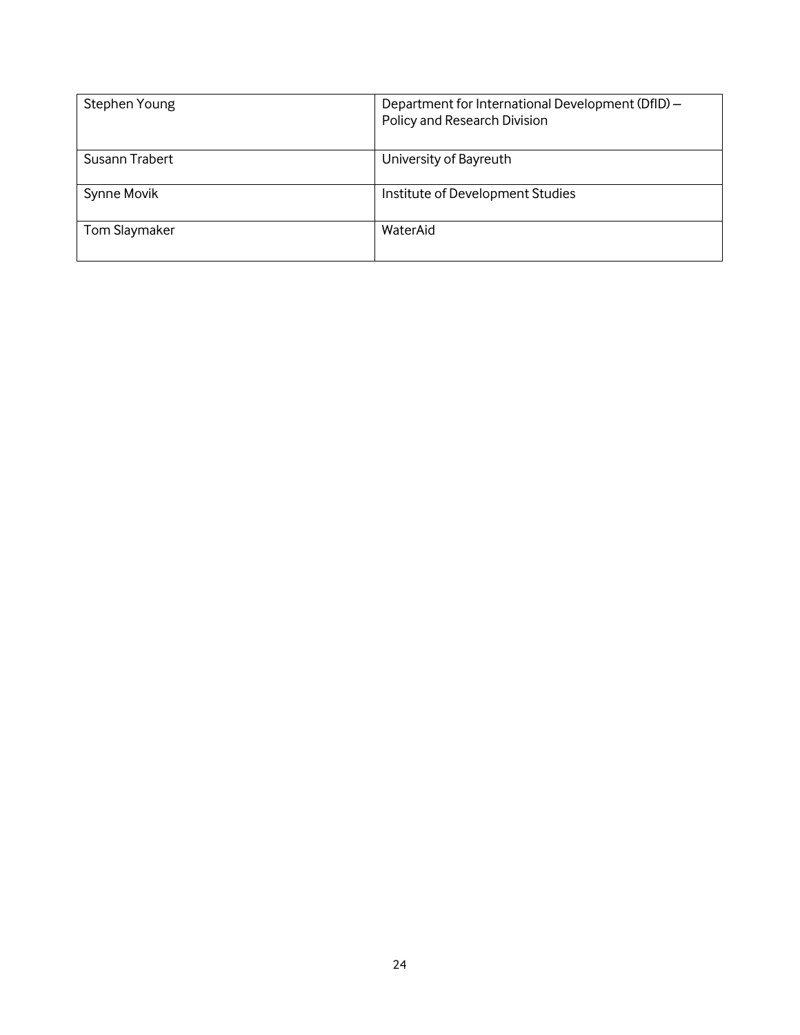| | |
|---|---|
| Stephen Young | Department for International Development (DfID) – Policy and Research Division |
| Susann Trabert | University of Bayreuth |
| Synne Movik | Institute of Development Studies |
| Tom Slaymaker | WaterAid |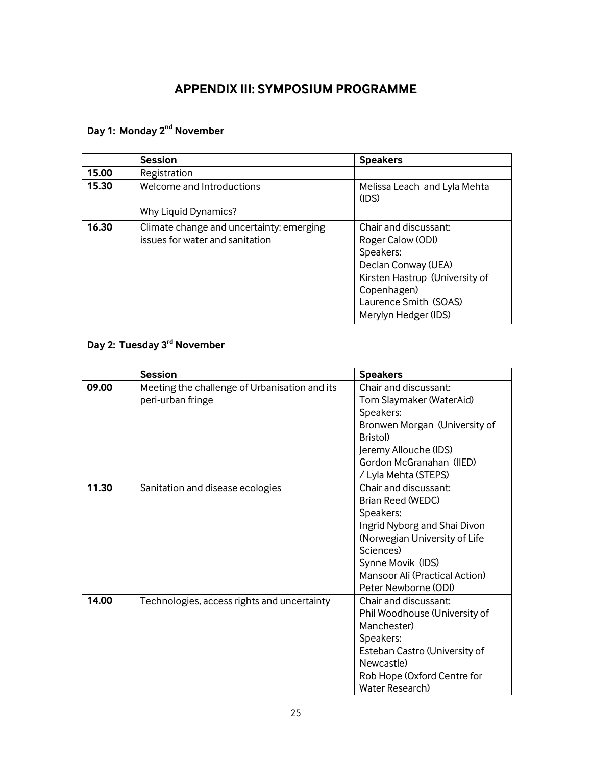# APPENDIX III: SYMPOSIUM PROGRAMME

### Day 1: Monday 2nd November

| | Session | Speakers |
|---|---|---|
| **15.00** | Registration | |
| **15.30** | Welcome and Introductions<br><br>Why Liquid Dynamics? | Melissa Leach and Lyla Mehta (IDS) |
| **16.30** | Climate change and uncertainty: emerging issues for water and sanitation | Chair and discussant:<br>Roger Calow (ODI)<br>Speakers:<br>Declan Conway (UEA)<br>Kirsten Hastrup (University of Copenhagen)<br>Laurence Smith (SOAS)<br>Merylyn Hedger (IDS) |

### Day 2: Tuesday 3rd November

| | Session | Speakers |
|---|---|---|
| **09.00** | Meeting the challenge of Urbanisation and its peri-urban fringe | Chair and discussant:<br>Tom Slaymaker (WaterAid)<br>Speakers:<br>Bronwen Morgan (University of Bristol)<br>Jeremy Allouche (IDS)<br>Gordon McGranahan (IIED) / Lyla Mehta (STEPS) |
| **11.30** | Sanitation and disease ecologies | Chair and discussant:<br>Brian Reed (WEDC)<br>Speakers:<br>Ingrid Nyborg and Shai Divon (Norwegian University of Life Sciences)<br>Synne Movik (IDS)<br>Mansoor Ali (Practical Action)<br>Peter Newborne (ODI) |
| **14.00** | Technologies, access rights and uncertainty | Chair and discussant:<br>Phil Woodhouse (University of Manchester)<br>Speakers:<br>Esteban Castro (University of Newcastle)<br>Rob Hope (Oxford Centre for Water Research) |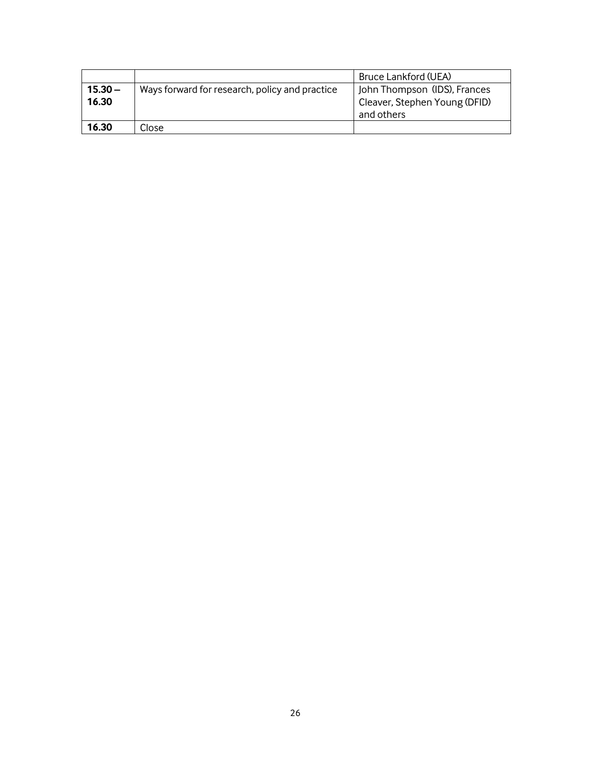| | | |
|---|---|---|
| | | Bruce Lankford (UEA) |
| **15.30 – 16.30** | Ways forward for research, policy and practice | John Thompson (IDS), Frances Cleaver, Stephen Young (DFID) and others |
| **16.30** | Close | |